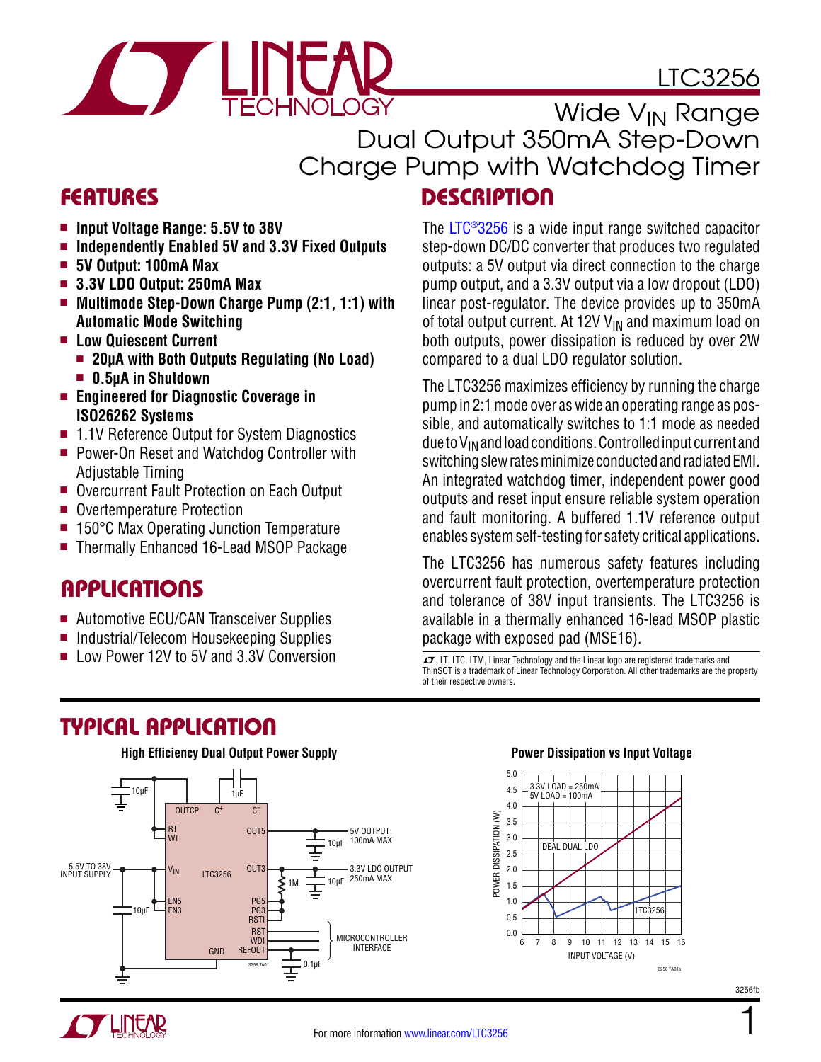# LTC3256

## Wide $V_{IN}$ Range Dual Output 350mA Step-Down Charge Pump with Watchdog Timer

## FEATURES

- **Input Voltage Range: 5.5V to 38V**
- **Independently Enabled 5V and 3.3V Fixed Outputs**
- **5V Output: 100mA Max**
- **3.3V LDO Output: 250mA Max**
- **Multimode Step-Down Charge Pump (2:1, 1:1) with Automatic Mode Switching**
- **Low Quiescent Current**
  - **20μA with Both Outputs Regulating (No Load)**
  - **0.5μA in Shutdown**
- **Engineered for Diagnostic Coverage in ISO26262 Systems**
- 1.1V Reference Output for System Diagnostics
- Power-On Reset and Watchdog Controller with Adjustable Timing
- Overcurrent Fault Protection on Each Output
- Overtemperature Protection
- 150°C Max Operating Junction Temperature
- Thermally Enhanced 16-Lead MSOP Package

## APPLICATIONS

- Automotive ECU/CAN Transceiver Supplies
- Industrial/Telecom Housekeeping Supplies
- Low Power 12V to 5V and 3.3V Conversion

## DESCRIPTION

The LTC®3256 is a wide input range switched capacitor step-down DC/DC converter that produces two regulated outputs: a 5V output via direct connection to the charge pump output, and a 3.3V output via a low dropout (LDO) linear post-regulator. The device provides up to 350mA of total output current. At 12V $V_{IN}$ and maximum load on both outputs, power dissipation is reduced by over 2W compared to a dual LDO regulator solution.

The LTC3256 maximizes efficiency by running the charge pump in 2:1 mode over as wide an operating range as possible, and automatically switches to 1:1 mode as needed due to $V_{IN}$ and load conditions. Controlled input current and switching slew rates minimize conducted and radiated EMI. An integrated watchdog timer, independent power good outputs and reset input ensure reliable system operation and fault monitoring. A buffered 1.1V reference output enables system self-testing for safety critical applications.

The LTC3256 has numerous safety features including overcurrent fault protection, overtemperature protection and tolerance of 38V input transients. The LTC3256 is available in a thermally enhanced 16-lead MSOP plastic package with exposed pad (MSE16).

LT, LTC, LTM, Linear Technology and the Linear logo are registered trademarks and ThinSOT is a trademark of Linear Technology Corporation. All other trademarks are the property of their respective owners.

## TYPICAL APPLICATION

**High Efficiency Dual Output Power Supply**

**Power Dissipation vs Input Voltage**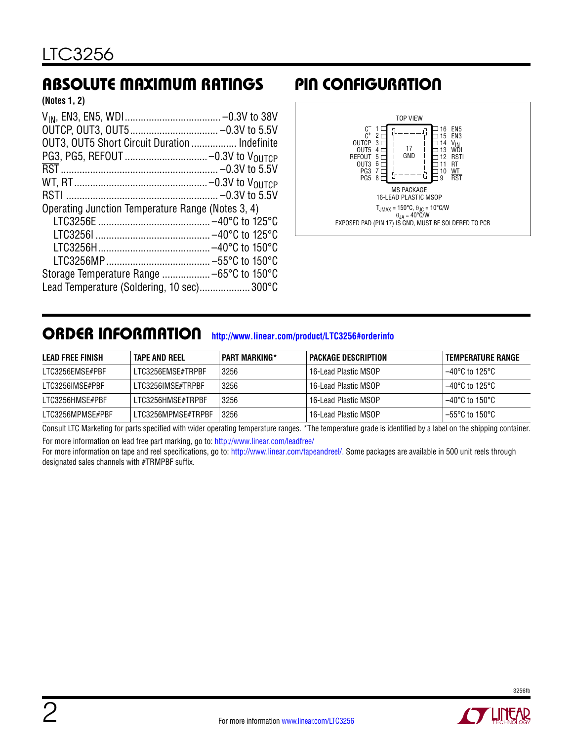## ABSOLUTE MAXIMUM RATINGS

**(Notes 1, 2)**

$V_{IN}$, EN3, EN5, WDI .................................... –0.3V to 38V
OUTCP, OUT3, OUT5 ................................. –0.3V to 5.5V
OUT3, OUT5 Short Circuit Duration ................. Indefinite
PG3, PG5, REFOUT ............................... –0.3V to $V_{OUTCP}$
$\overline{RST}$ ........................................................... –0.3V to 5.5V
$\overline{WT}$, RT .................................................. –0.3V to $V_{OUTCP}$
RSTI ......................................................... –0.3V to 5.5V
Operating Junction Temperature Range (Notes 3, 4)
  LTC3256E .......................................... –40°C to 125°C
  LTC3256I ........................................... –40°C to 125°C
  LTC3256H .......................................... –40°C to 150°C
  LTC3256MP ....................................... –55°C to 150°C
Storage Temperature Range .................. –65°C to 150°C
Lead Temperature (Soldering, 10 sec) ................... 300°C

## PIN CONFIGURATION

TOP VIEW

| Pin | Name | Pin | Name |
|---|---|---|---|
| 1 | $C^-$ | 16 | EN5 |
| 2 | $C^+$ | 15 | EN3 |
| 3 | OUTCP | 14 | $V_{IN}$ |
| 4 | OUT5 | 13 | WDI |
| 5 | REFOUT | 12 | RSTI |
| 6 | OUT3 | 11 | RT |
| 7 | PG3 | 10 | $\overline{WT}$ |
| 8 | PG5 | 9 | $\overline{RST}$ |

17 GND (exposed pad)

MS PACKAGE
16-LEAD PLASTIC MSOP

$T_{JMAX} = 150°C$, $\theta_{JC} = 10°C/W$
$\theta_{JA} = 40°C/W$
EXPOSED PAD (PIN 17) IS GND, MUST BE SOLDERED TO PCB

## ORDER INFORMATION http://www.linear.com/product/LTC3256#orderinfo

| LEAD FREE FINISH | TAPE AND REEL | PART MARKING* | PACKAGE DESCRIPTION | TEMPERATURE RANGE |
|---|---|---|---|---|
| LTC3256EMSE#PBF | LTC3256EMSE#TRPBF | 3256 | 16-Lead Plastic MSOP | –40°C to 125°C |
| LTC3256IMSE#PBF | LTC3256IMSE#TRPBF | 3256 | 16-Lead Plastic MSOP | –40°C to 125°C |
| LTC3256HMSE#PBF | LTC3256HMSE#TRPBF | 3256 | 16-Lead Plastic MSOP | –40°C to 150°C |
| LTC3256MPMSE#PBF | LTC3256MPMSE#TRPBF | 3256 | 16-Lead Plastic MSOP | –55°C to 150°C |

Consult LTC Marketing for parts specified with wider operating temperature ranges. *The temperature grade is identified by a label on the shipping container.

For more information on lead free part marking, go to: http://www.linear.com/leadfree/

For more information on tape and reel specifications, go to: http://www.linear.com/tapeandreel/. Some packages are available in 500 unit reels through designated sales channels with #TRMPBF suffix.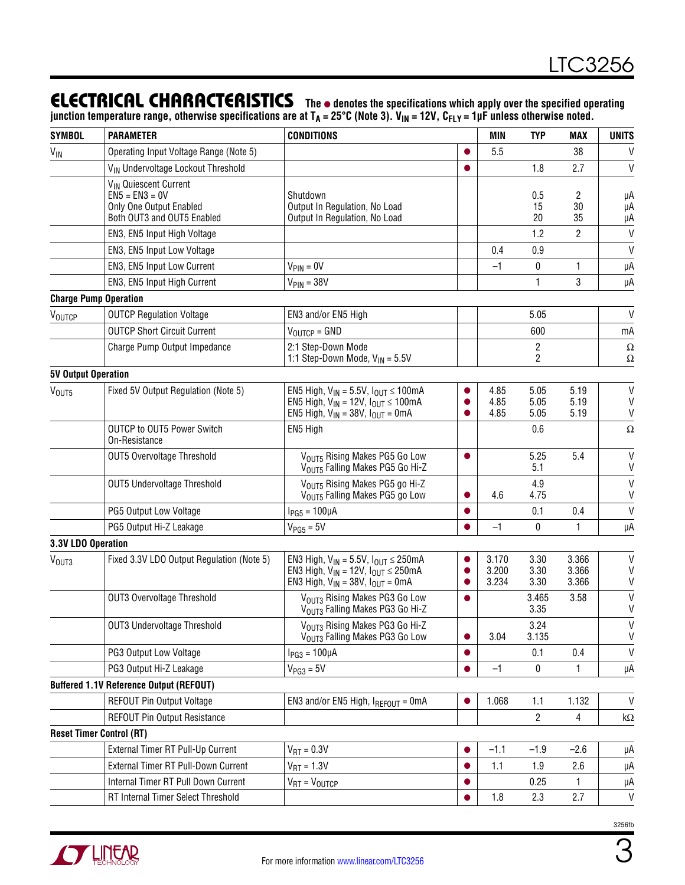## ELECTRICAL CHARACTERISTICS

**The ● denotes the specifications which apply over the specified operating junction temperature range, otherwise specifications are at $T_A$ = 25°C (Note 3). $V_{IN}$ = 12V, $C_{FLY}$ = 1µF unless otherwise noted.**

| SYMBOL | PARAMETER | CONDITIONS | | MIN | TYP | MAX | UNITS |
|---|---|---|---|---|---|---|---|
| $V_{IN}$ | Operating Input Voltage Range (Note 5) | | ● | 5.5 | | 38 | V |
| | $V_{IN}$ Undervoltage Lockout Threshold | | ● | | 1.8 | 2.7 | V |
| | $V_{IN}$ Quiescent Current<br>EN5 = EN3 = 0V<br>Only One Output Enabled<br>Both OUT3 and OUT5 Enabled | <br>Shutdown<br>Output In Regulation, No Load<br>Output In Regulation, No Load | | | <br>0.5<br>15<br>20 | <br>2<br>30<br>35 | <br>µA<br>µA<br>µA |
| | EN3, EN5 Input High Voltage | | | | 1.2 | 2 | V |
| | EN3, EN5 Input Low Voltage | | | 0.4 | 0.9 | | V |
| | EN3, EN5 Input Low Current | $V_{PIN}$ = 0V | | –1 | 0 | 1 | µA |
| | EN3, EN5 Input High Current | $V_{PIN}$ = 38V | | | 1 | 3 | µA |
| **Charge Pump Operation** | | | | | | | |
| $V_{OUTCP}$ | OUTCP Regulation Voltage | EN3 and/or EN5 High | | | 5.05 | | V |
| | OUTCP Short Circuit Current | $V_{OUTCP}$ = GND | | | 600 | | mA |
| | Charge Pump Output Impedance | 2:1 Step-Down Mode<br>1:1 Step-Down Mode, $V_{IN}$ = 5.5V | | | 2<br>2 | | Ω<br>Ω |
| **5V Output Operation** | | | | | | | |
| $V_{OUT5}$ | Fixed 5V Output Regulation (Note 5) | EN5 High, $V_{IN}$ = 5.5V, $I_{OUT}$ ≤ 100mA<br>EN5 High, $V_{IN}$ = 12V, $I_{OUT}$ ≤ 100mA<br>EN5 High, $V_{IN}$ = 38V, $I_{OUT}$ = 0mA | ●<br>●<br>● | 4.85<br>4.85<br>4.85 | 5.05<br>5.05<br>5.05 | 5.19<br>5.19<br>5.19 | V<br>V<br>V |
| | OUTCP to OUT5 Power Switch On-Resistance | EN5 High | | | 0.6 | | Ω |
| | OUT5 Overvoltage Threshold | $V_{OUT5}$ Rising Makes PG5 Go Low<br>$V_{OUT5}$ Falling Makes PG5 Go Hi-Z | ● | | 5.25<br>5.1 | 5.4 | V<br>V |
| | OUT5 Undervoltage Threshold | $V_{OUT5}$ Rising Makes PG5 go Hi-Z<br>$V_{OUT5}$ Falling Makes PG5 go Low | <br>● | <br>4.6 | 4.9<br>4.75 | | V<br>V |
| | PG5 Output Low Voltage | $I_{PG5}$ = 100µA | ● | | 0.1 | 0.4 | V |
| | PG5 Output Hi-Z Leakage | $V_{PG5}$ = 5V | ● | –1 | 0 | 1 | µA |
| **3.3V LDO Operation** | | | | | | | |
| $V_{OUT3}$ | Fixed 3.3V LDO Output Regulation (Note 5) | EN3 High, $V_{IN}$ = 5.5V, $I_{OUT}$ ≤ 250mA<br>EN3 High, $V_{IN}$ = 12V, $I_{OUT}$ ≤ 250mA<br>EN3 High, $V_{IN}$ = 38V, $I_{OUT}$ = 0mA | ●<br>●<br>● | 3.170<br>3.200<br>3.234 | 3.30<br>3.30<br>3.30 | 3.366<br>3.366<br>3.366 | V<br>V<br>V |
| | OUT3 Overvoltage Threshold | $V_{OUT3}$ Rising Makes PG3 Go Low<br>$V_{OUT3}$ Falling Makes PG3 Go Hi-Z | ● | | 3.465<br>3.35 | 3.58 | V<br>V |
| | OUT3 Undervoltage Threshold | $V_{OUT3}$ Rising Makes PG3 Go Hi-Z<br>$V_{OUT3}$ Falling Makes PG3 Go Low | <br>● | <br>3.04 | 3.24<br>3.135 | | V<br>V |
| | PG3 Output Low Voltage | $I_{PG3}$ = 100µA | ● | | 0.1 | 0.4 | V |
| | PG3 Output Hi-Z Leakage | $V_{PG3}$ = 5V | ● | –1 | 0 | 1 | µA |
| **Buffered 1.1V Reference Output (REFOUT)** | | | | | | | |
| | REFOUT Pin Output Voltage | EN3 and/or EN5 High, $I_{REFOUT}$ = 0mA | ● | 1.068 | 1.1 | 1.132 | V |
| | REFOUT Pin Output Resistance | | | | 2 | 4 | kΩ |
| **Reset Timer Control (RT)** | | | | | | | |
| | External Timer RT Pull-Up Current | $V_{RT}$ = 0.3V | ● | –1.1 | –1.9 | –2.6 | µA |
| | External Timer RT Pull-Down Current | $V_{RT}$ = 1.3V | ● | 1.1 | 1.9 | 2.6 | µA |
| | Internal Timer RT Pull Down Current | $V_{RT}$ = $V_{OUTCP}$ | ● | | 0.25 | 1 | µA |
| | RT Internal Timer Select Threshold | | ● | 1.8 | 2.3 | 2.7 | V |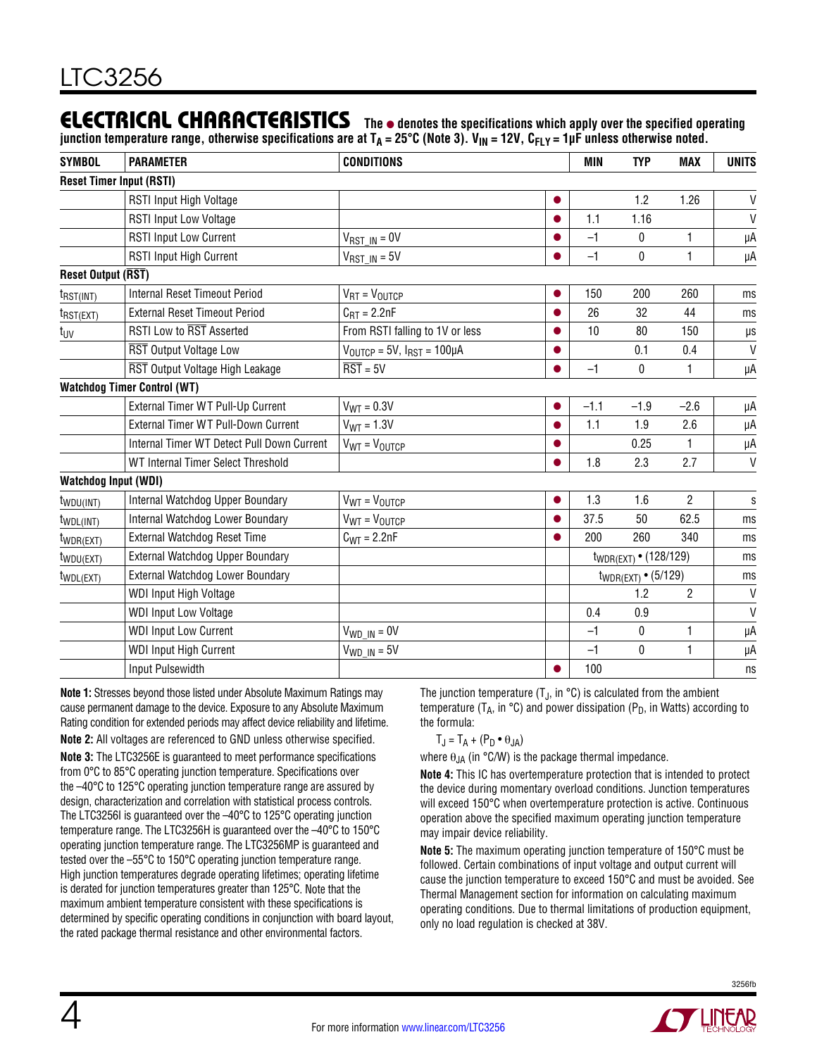## ELECTRICAL CHARACTERISTICS

**The ● denotes the specifications which apply over the specified operating junction temperature range, otherwise specifications are at $T_A$ = 25°C (Note 3). $V_{IN}$ = 12V, $C_{FLY}$ = 1µF unless otherwise noted.**

| SYMBOL | PARAMETER | CONDITIONS | | MIN | TYP | MAX | UNITS |
|---|---|---|---|---|---|---|---|
| **Reset Timer Input (RSTI)** | | | | | | | |
| | RSTI Input High Voltage | | ● | | 1.2 | 1.26 | V |
| | RSTI Input Low Voltage | | ● | 1.1 | 1.16 | | V |
| | RSTI Input Low Current | $V_{RST\_IN}$ = 0V | ● | –1 | 0 | 1 | µA |
| | RSTI Input High Current | $V_{RST\_IN}$ = 5V | ● | –1 | 0 | 1 | µA |
| **Reset Output ($\overline{RST}$)** | | | | | | | |
| $t_{RST(INT)}$ | Internal Reset Timeout Period | $V_{RT}$ = $V_{OUTCP}$ | ● | 150 | 200 | 260 | ms |
| $t_{RST(EXT)}$ | External Reset Timeout Period | $C_{RT}$ = 2.2nF | ● | 26 | 32 | 44 | ms |
| $t_{UV}$ | RSTI Low to $\overline{RST}$ Asserted | From RSTI falling to 1V or less | ● | 10 | 80 | 150 | µs |
| | $\overline{RST}$ Output Voltage Low | $V_{OUTCP}$ = 5V, $I_{RST}$ = 100µA | ● | | 0.1 | 0.4 | V |
| | $\overline{RST}$ Output Voltage High Leakage | $\overline{RST}$ = 5V | ● | –1 | 0 | 1 | µA |
| **Watchdog Timer Control (WT)** | | | | | | | |
| | External Timer WT Pull-Up Current | $V_{WT}$ = 0.3V | ● | –1.1 | –1.9 | –2.6 | µA |
| | External Timer WT Pull-Down Current | $V_{WT}$ = 1.3V | ● | 1.1 | 1.9 | 2.6 | µA |
| | Internal Timer WT Detect Pull Down Current | $V_{WT}$ = $V_{OUTCP}$ | ● | | 0.25 | 1 | µA |
| | WT Internal Timer Select Threshold | | ● | 1.8 | 2.3 | 2.7 | V |
| **Watchdog Input (WDI)** | | | | | | | |
| $t_{WDU(INT)}$ | Internal Watchdog Upper Boundary | $V_{WT}$ = $V_{OUTCP}$ | ● | 1.3 | 1.6 | 2 | s |
| $t_{WDL(INT)}$ | Internal Watchdog Lower Boundary | $V_{WT}$ = $V_{OUTCP}$ | ● | 37.5 | 50 | 62.5 | ms |
| $t_{WDR(EXT)}$ | External Watchdog Reset Time | $C_{WT}$ = 2.2nF | ● | 200 | 260 | 340 | ms |
| $t_{WDU(EXT)}$ | External Watchdog Upper Boundary | | | | $t_{WDR(EXT)} \cdot (128/129)$ | | ms |
| $t_{WDL(EXT)}$ | External Watchdog Lower Boundary | | | | $t_{WDR(EXT)} \cdot (5/129)$ | | ms |
| | WDI Input High Voltage | | | | 1.2 | 2 | V |
| | WDI Input Low Voltage | | | 0.4 | 0.9 | | V |
| | WDI Input Low Current | $V_{WD\_IN}$ = 0V | | –1 | 0 | 1 | µA |
| | WDI Input High Current | $V_{WD\_IN}$ = 5V | | –1 | 0 | 1 | µA |
| | Input Pulsewidth | | ● | 100 | | | ns |

**Note 1:** Stresses beyond those listed under Absolute Maximum Ratings may cause permanent damage to the device. Exposure to any Absolute Maximum Rating condition for extended periods may affect device reliability and lifetime.

**Note 2:** All voltages are referenced to GND unless otherwise specified.

**Note 3:** The LTC3256E is guaranteed to meet performance specifications from 0°C to 85°C operating junction temperature. Specifications over the –40°C to 125°C operating junction temperature range are assured by design, characterization and correlation with statistical process controls. The LTC3256I is guaranteed over the –40°C to 125°C operating junction temperature range. The LTC3256H is guaranteed over the –40°C to 150°C operating junction temperature range. The LTC3256MP is guaranteed and tested over the –55°C to 150°C operating junction temperature range. High junction temperatures degrade operating lifetimes; operating lifetime is derated for junction temperatures greater than 125°C. Note that the maximum ambient temperature consistent with these specifications is determined by specific operating conditions in conjunction with board layout, the rated package thermal resistance and other environmental factors.

The junction temperature ($T_J$, in °C) is calculated from the ambient temperature ($T_A$, in °C) and power dissipation ($P_D$, in Watts) according to the formula:

$$T_J = T_A + (P_D \cdot \theta_{JA})$$

where $\theta_{JA}$ (in °C/W) is the package thermal impedance.

**Note 4:** This IC has overtemperature protection that is intended to protect the device during momentary overload conditions. Junction temperatures will exceed 150°C when overtemperature protection is active. Continuous operation above the specified maximum operating junction temperature may impair device reliability.

**Note 5:** The maximum operating junction temperature of 150°C must be followed. Certain combinations of input voltage and output current will cause the junction temperature to exceed 150°C and must be avoided. See Thermal Management section for information on calculating maximum operating conditions. Due to thermal limitations of production equipment, only no load regulation is checked at 38V.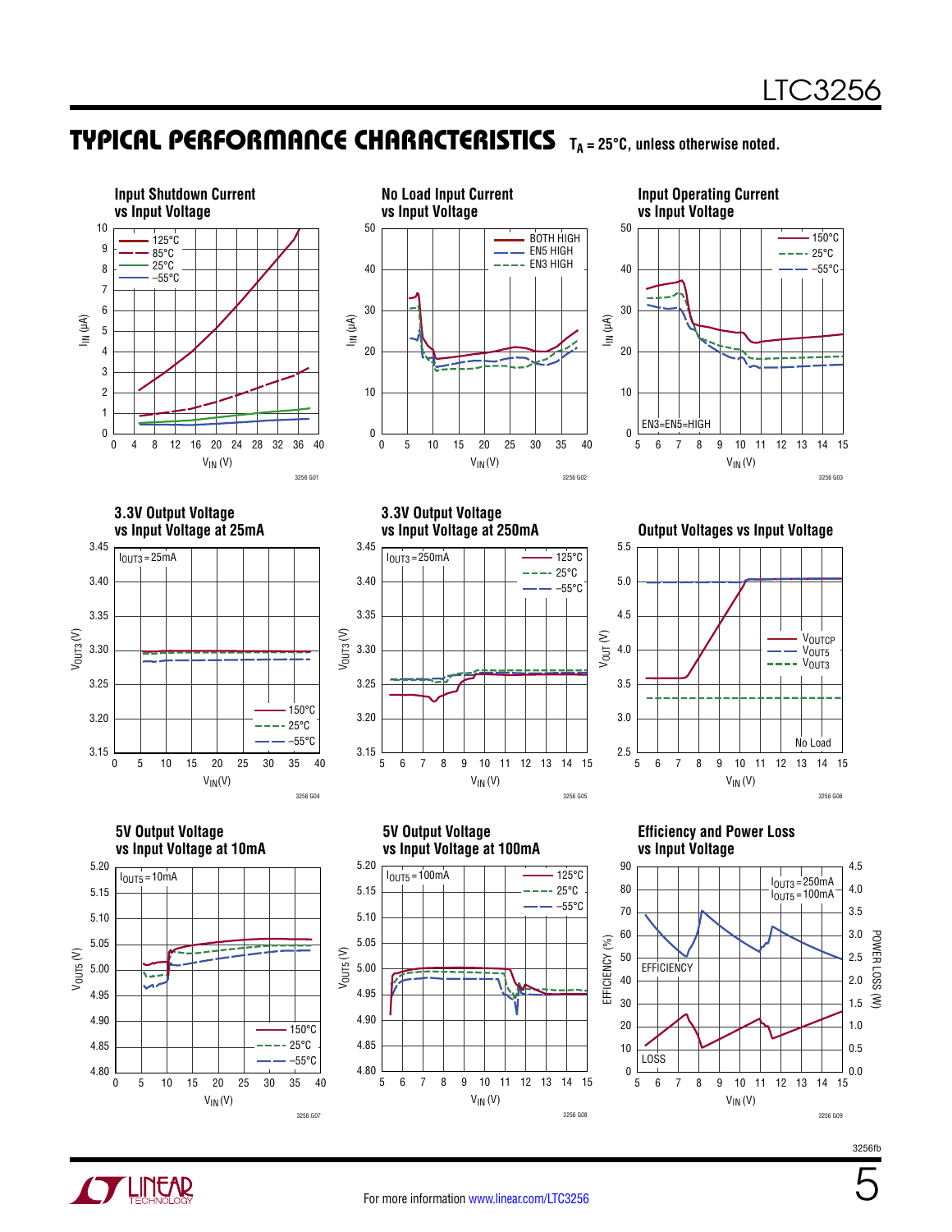## TYPICAL PERFORMANCE CHARACTERISTICS

$T_A = 25°C$, unless otherwise noted.

**Input Shutdown Current vs Input Voltage**

$I_{IN}$ (µA) vs $V_{IN}$ (V); curves: 125°C, 85°C, 25°C, –55°C

3256 G01

**No Load Input Current vs Input Voltage**

$I_{IN}$ (µA) vs $V_{IN}$ (V); curves: BOTH HIGH, EN5 HIGH, EN3 HIGH

3256 G02

**Input Operating Current vs Input Voltage**

$I_{IN}$ (µA) vs $V_{IN}$ (V); curves: 150°C, 25°C, –55°C; EN3 = EN5 = HIGH

3256 G03

**3.3V Output Voltage vs Input Voltage at 25mA**

$V_{OUT3}$ (V) vs $V_{IN}$ (V); $I_{OUT3}$ = 25mA; curves: 150°C, 25°C, –55°C

3256 G04

**3.3V Output Voltage vs Input Voltage at 250mA**

$V_{OUT3}$ (V) vs $V_{IN}$ (V); $I_{OUT3}$ = 250mA; curves: 125°C, 25°C, –55°C

3256 G05

**Output Voltages vs Input Voltage**

$V_{OUT}$ (V) vs $V_{IN}$ (V); curves: $V_{OUTCP}$, $V_{OUT5}$, $V_{OUT3}$; No Load

3256 G06

**5V Output Voltage vs Input Voltage at 10mA**

$V_{OUT5}$ (V) vs $V_{IN}$ (V); $I_{OUT5}$ = 10mA; curves: 150°C, 25°C, –55°C

3256 G07

**5V Output Voltage vs Input Voltage at 100mA**

$V_{OUT5}$ (V) vs $V_{IN}$ (V); $I_{OUT5}$ = 100mA; curves: 125°C, 25°C, –55°C

3256 G08

**Efficiency and Power Loss vs Input Voltage**

EFFICIENCY (%) and POWER LOSS (W) vs $V_{IN}$ (V); $I_{OUT3}$ = 250mA, $I_{OUT5}$ = 100mA; curves: EFFICIENCY, LOSS

3256 G09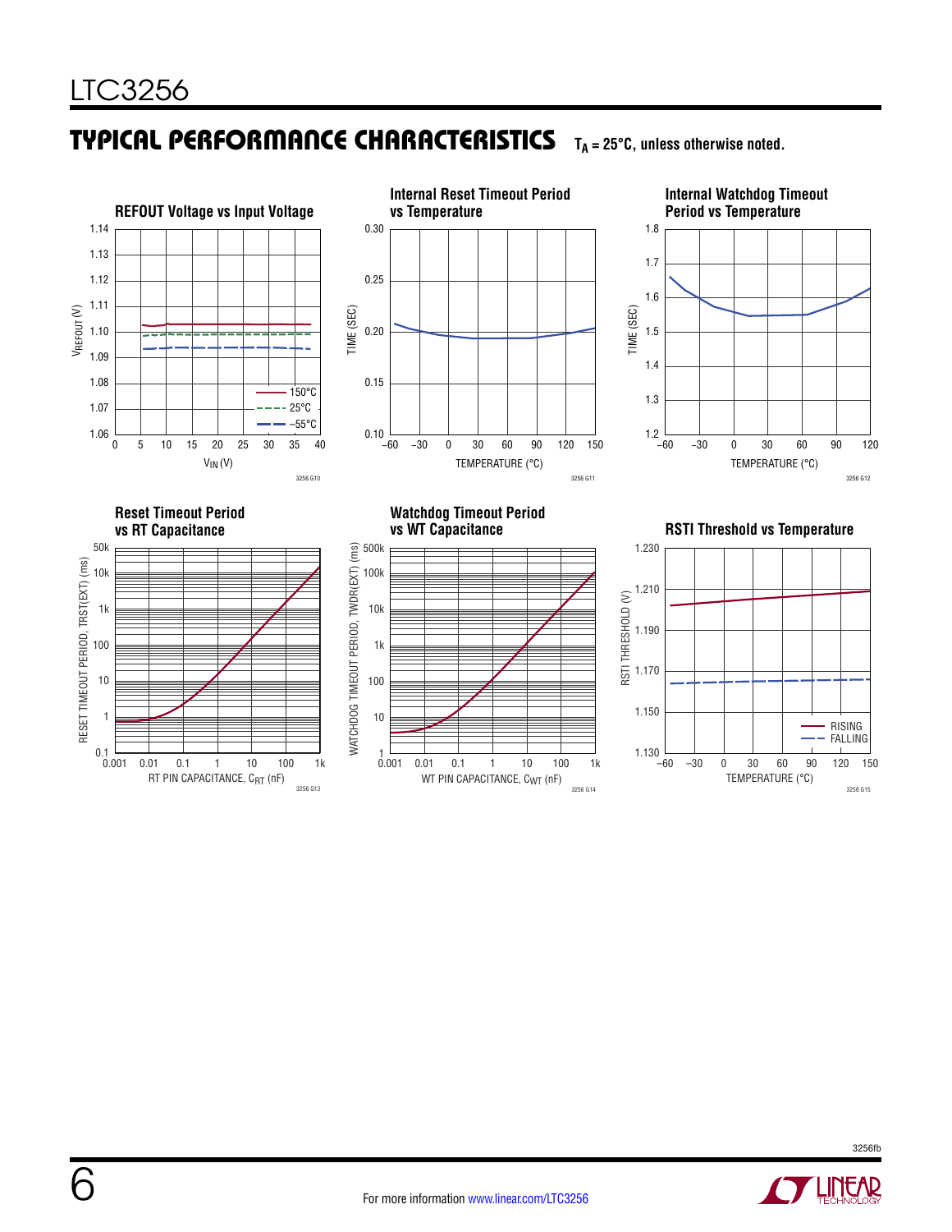## TYPICAL PERFORMANCE CHARACTERISTICS

$T_A = 25°C$, unless otherwise noted.

**REFOUT Voltage vs Input Voltage**

$V_{REFOUT}$ (V) vs $V_{IN}$ (V); curves: 150°C, 25°C, –55°C

3256 G10

**Internal Reset Timeout Period vs Temperature**

TIME (SEC) vs TEMPERATURE (°C)

3256 G11

**Internal Watchdog Timeout Period vs Temperature**

TIME (SEC) vs TEMPERATURE (°C)

3256 G12

**Reset Timeout Period vs RT Capacitance**

RESET TIMEOUT PERIOD, TRST(EXT) (ms) vs RT PIN CAPACITANCE, $C_{RT}$ (nF)

3256 G13

**Watchdog Timeout Period vs WT Capacitance**

WATCHDOG TIMEOUT PERIOD, TWDR(EXT) (ms) vs WT PIN CAPACITANCE, $C_{WT}$ (nF)

3256 G14

**RSTI Threshold vs Temperature**

RSTI THRESHOLD (V) vs TEMPERATURE (°C); curves: RISING, FALLING

3256 G15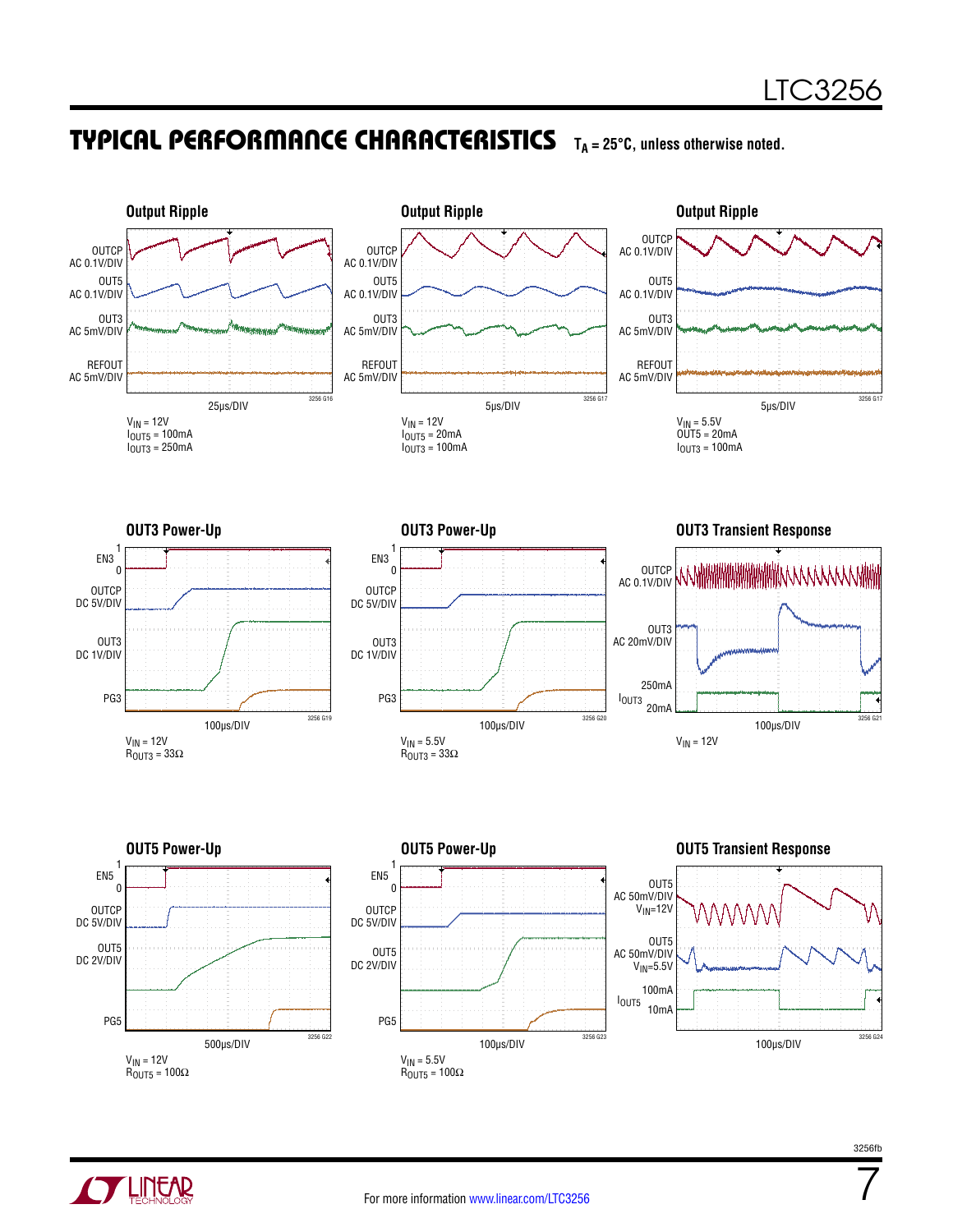## TYPICAL PERFORMANCE CHARACTERISTICS $T_A = 25°C$, unless otherwise noted.

### Output Ripple

OUTCP AC 0.1V/DIV
OUT5 AC 0.1V/DIV
OUT3 AC 5mV/DIV
REFOUT AC 5mV/DIV

25μs/DIV

3256 G16

$V_{IN} = 12V$
$I_{OUT5} = 100mA$
$I_{OUT3} = 250mA$

### Output Ripple

OUTCP AC 0.1V/DIV
OUT5 AC 0.1V/DIV
OUT3 AC 5mV/DIV
REFOUT AC 5mV/DIV

5μs/DIV

3256 G17

$V_{IN} = 12V$
$I_{OUT5} = 20mA$
$I_{OUT3} = 100mA$

### Output Ripple

OUTCP AC 0.1V/DIV
OUT5 AC 0.1V/DIV
OUT3 AC 5mV/DIV
REFOUT AC 5mV/DIV

5μs/DIV

3256 G17

$V_{IN} = 5.5V$
OUT5 = 20mA
$I_{OUT3} = 100mA$

### OUT3 Power-Up

EN3 (0, 1)
OUTCP DC 5V/DIV
OUT3 DC 1V/DIV
PG3

100μs/DIV

3256 G19

$V_{IN} = 12V$
$R_{OUT3} = 33\Omega$

### OUT3 Power-Up

EN3 (0, 1)
OUTCP DC 5V/DIV
OUT3 DC 1V/DIV
PG3

100μs/DIV

3256 G20

$V_{IN} = 5.5V$
$R_{OUT3} = 33\Omega$

### OUT3 Transient Response

OUTCP AC 0.1V/DIV
OUT3 AC 20mV/DIV
$I_{OUT3}$ 250mA / 20mA

100μs/DIV

3256 G21

$V_{IN} = 12V$

### OUT5 Power-Up

EN5 (0, 1)
OUTCP DC 5V/DIV
OUT5 DC 2V/DIV
PG5

500μs/DIV

3256 G22

$V_{IN} = 12V$
$R_{OUT5} = 100\Omega$

### OUT5 Power-Up

EN5 (0, 1)
OUTCP DC 5V/DIV
OUT5 DC 2V/DIV
PG5

100μs/DIV

3256 G23

$V_{IN} = 5.5V$
$R_{OUT5} = 100\Omega$

### OUT5 Transient Response

OUT5 AC 50mV/DIV $V_{IN}$=12V
OUT5 AC 50mV/DIV $V_{IN}$=5.5V
$I_{OUT5}$ 100mA / 10mA

100μs/DIV

3256 G24

For more information www.linear.com/LTC3256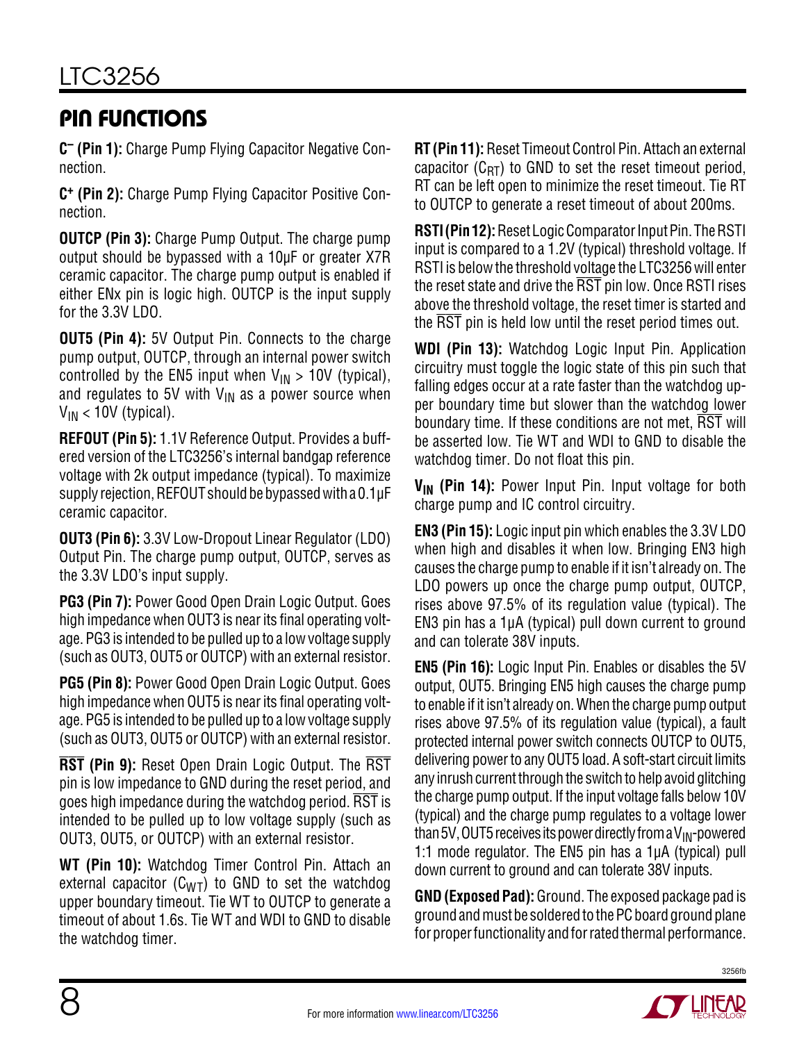## PIN FUNCTIONS

**$C^-$ (Pin 1):** Charge Pump Flying Capacitor Negative Connection.

**$C^+$ (Pin 2):** Charge Pump Flying Capacitor Positive Connection.

**OUTCP (Pin 3):** Charge Pump Output. The charge pump output should be bypassed with a 10µF or greater X7R ceramic capacitor. The charge pump output is enabled if either ENx pin is logic high. OUTCP is the input supply for the 3.3V LDO.

**OUT5 (Pin 4):** 5V Output Pin. Connects to the charge pump output, OUTCP, through an internal power switch controlled by the EN5 input when $V_{IN}$ > 10V (typical), and regulates to 5V with $V_{IN}$ as a power source when $V_{IN}$ < 10V (typical).

**REFOUT (Pin 5):** 1.1V Reference Output. Provides a buffered version of the LTC3256's internal bandgap reference voltage with 2k output impedance (typical). To maximize supply rejection, REFOUT should be bypassed with a 0.1µF ceramic capacitor.

**OUT3 (Pin 6):** 3.3V Low-Dropout Linear Regulator (LDO) Output Pin. The charge pump output, OUTCP, serves as the 3.3V LDO's input supply.

**PG3 (Pin 7):** Power Good Open Drain Logic Output. Goes high impedance when OUT3 is near its final operating voltage. PG3 is intended to be pulled up to a low voltage supply (such as OUT3, OUT5 or OUTCP) with an external resistor.

**PG5 (Pin 8):** Power Good Open Drain Logic Output. Goes high impedance when OUT5 is near its final operating voltage. PG5 is intended to be pulled up to a low voltage supply (such as OUT3, OUT5 or OUTCP) with an external resistor.

**$\overline{RST}$ (Pin 9):** Reset Open Drain Logic Output. The $\overline{RST}$ pin is low impedance to GND during the reset period, and goes high impedance during the watchdog period. $\overline{RST}$ is intended to be pulled up to low voltage supply (such as OUT3, OUT5, or OUTCP) with an external resistor.

**WT (Pin 10):** Watchdog Timer Control Pin. Attach an external capacitor ($C_{WT}$) to GND to set the watchdog upper boundary timeout. Tie WT to OUTCP to generate a timeout of about 1.6s. Tie WT and WDI to GND to disable the watchdog timer.

**RT (Pin 11):** Reset Timeout Control Pin. Attach an external capacitor ($C_{RT}$) to GND to set the reset timeout period, RT can be left open to minimize the reset timeout. Tie RT to OUTCP to generate a reset timeout of about 200ms.

**RSTI (Pin 12):** Reset Logic Comparator Input Pin. The RSTI input is compared to a 1.2V (typical) threshold voltage. If RSTI is below the threshold voltage the LTC3256 will enter the reset state and drive the $\overline{RST}$ pin low. Once RSTI rises above the threshold voltage, the reset timer is started and the $\overline{RST}$ pin is held low until the reset period times out.

**WDI (Pin 13):** Watchdog Logic Input Pin. Application circuitry must toggle the logic state of this pin such that falling edges occur at a rate faster than the watchdog upper boundary time but slower than the watchdog lower boundary time. If these conditions are not met, $\overline{RST}$ will be asserted low. Tie WT and WDI to GND to disable the watchdog timer. Do not float this pin.

**$V_{IN}$ (Pin 14):** Power Input Pin. Input voltage for both charge pump and IC control circuitry.

**EN3 (Pin 15):** Logic input pin which enables the 3.3V LDO when high and disables it when low. Bringing EN3 high causes the charge pump to enable if it isn't already on. The LDO powers up once the charge pump output, OUTCP, rises above 97.5% of its regulation value (typical). The EN3 pin has a 1µA (typical) pull down current to ground and can tolerate 38V inputs.

**EN5 (Pin 16):** Logic Input Pin. Enables or disables the 5V output, OUT5. Bringing EN5 high causes the charge pump to enable if it isn't already on. When the charge pump output rises above 97.5% of its regulation value (typical), a fault protected internal power switch connects OUTCP to OUT5, delivering power to any OUT5 load. A soft-start circuit limits any inrush current through the switch to help avoid glitching the charge pump output. If the input voltage falls below 10V (typical) and the charge pump regulates to a voltage lower than 5V, OUT5 receives its power directly from a $V_{IN}$-powered 1:1 mode regulator. The EN5 pin has a 1µA (typical) pull down current to ground and can tolerate 38V inputs.

**GND (Exposed Pad):** Ground. The exposed package pad is ground and must be soldered to the PC board ground plane for proper functionality and for rated thermal performance.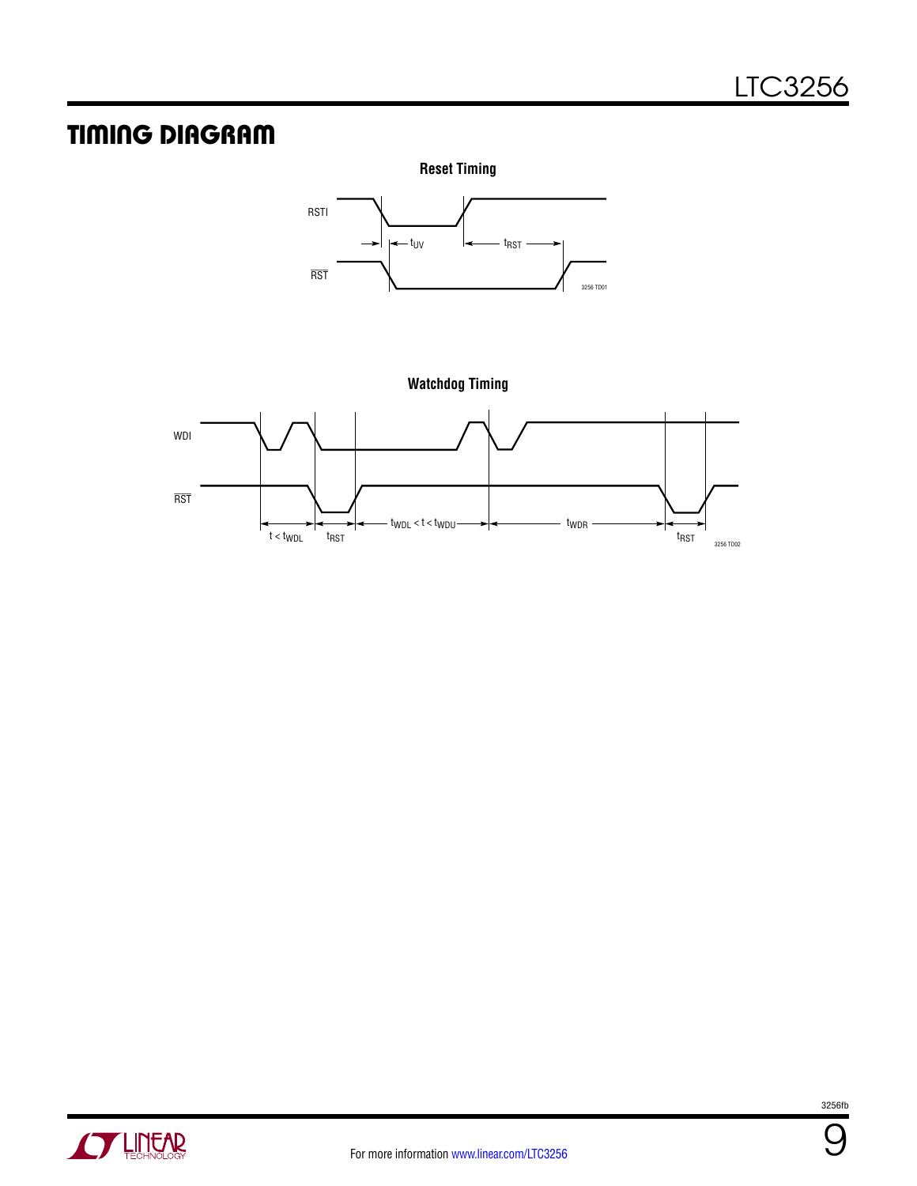## TIMING DIAGRAM

**Reset Timing**

RSTI

$\overline{RST}$

$t_{UV}$

$t_{RST}$

3256 TD01

**Watchdog Timing**

WDI

$\overline{RST}$

$t < t_{WDL}$

$t_{RST}$

$t_{WDL} < t < t_{WDU}$

$t_{WDR}$

$t_{RST}$

3256 TD02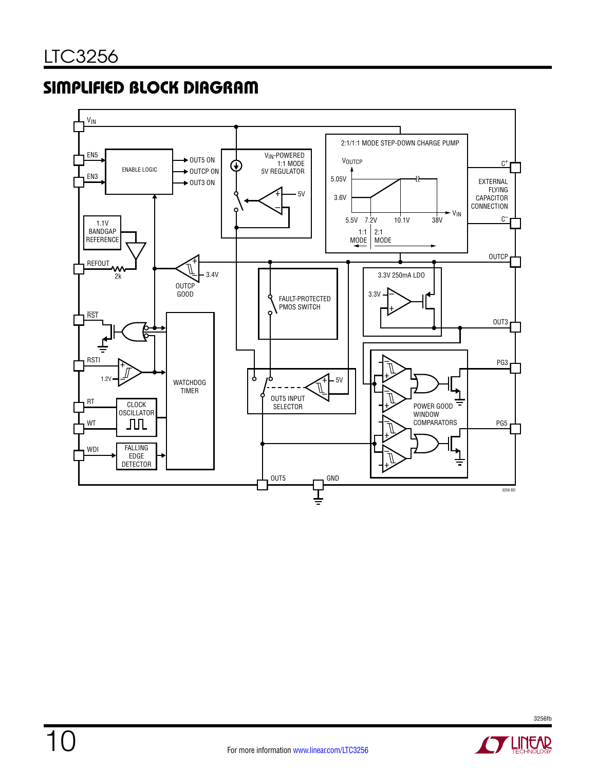## SIMPLIFIED BLOCK DIAGRAM

$V_{IN}$

EN5

EN3

ENABLE LOGIC

OUT5 ON

OUTCP ON

OUT3 ON

$V_{IN}$-POWERED 1:1 MODE 5V REGULATOR

5V

2:1/1:1 MODE STEP-DOWN CHARGE PUMP

$V_{OUTCP}$

5.05V

3.6V

5.5V 7.2V 10.1V 38V $V_{IN}$

1:1 MODE 2:1 MODE

$C^+$

EXTERNAL FLYING CAPACITOR CONNECTION

$C^-$

1.1V BANDGAP REFERENCE

REFOUT

2k

OUTCP GOOD

3.4V

OUTCP

FAULT-PROTECTED PMOS SWITCH

3.3V 250mA LDO

3.3V

OUT3

$\overline{RST}$

RSTI

1.2V

WATCHDOG TIMER

OUT5 INPUT SELECTOR

5V

POWER GOOD WINDOW COMPARATORS

PG3

PG5

RT

WT

CLOCK OSCILLATOR

WDI

FALLING EDGE DETECTOR

OUT5

GND

3256 BD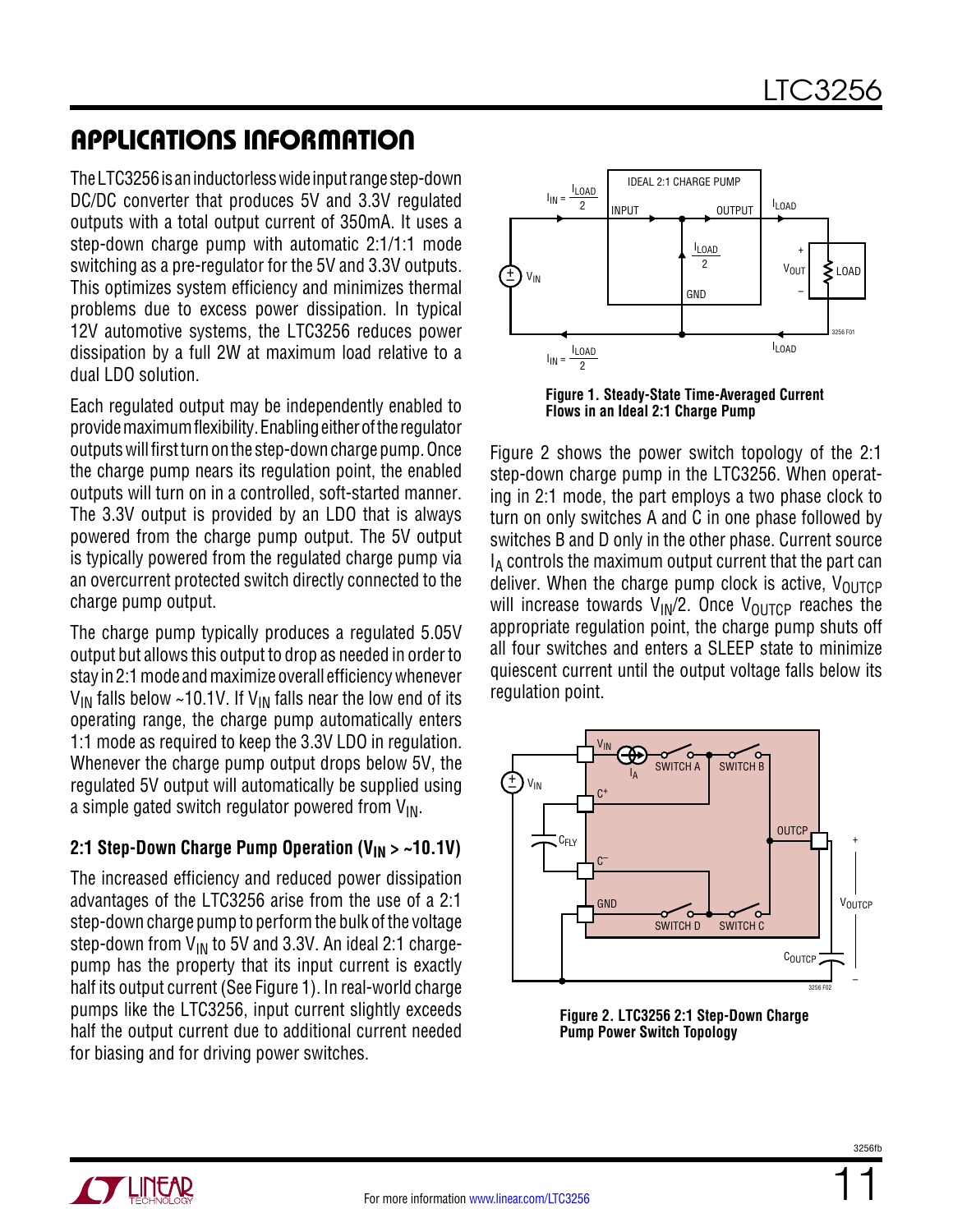# APPLICATIONS INFORMATION

The LTC3256 is an inductorless wide input range step-down DC/DC converter that produces 5V and 3.3V regulated outputs with a total output current of 350mA. It uses a step-down charge pump with automatic 2:1/1:1 mode switching as a pre-regulator for the 5V and 3.3V outputs. This optimizes system efficiency and minimizes thermal problems due to excess power dissipation. In typical 12V automotive systems, the LTC3256 reduces power dissipation by a full 2W at maximum load relative to a dual LDO solution.

Each regulated output may be independently enabled to provide maximum flexibility. Enabling either of the regulator outputs will first turn on the step-down charge pump. Once the charge pump nears its regulation point, the enabled outputs will turn on in a controlled, soft-started manner. The 3.3V output is provided by an LDO that is always powered from the charge pump output. The 5V output is typically powered from the regulated charge pump via an overcurrent protected switch directly connected to the charge pump output.

The charge pump typically produces a regulated 5.05V output but allows this output to drop as needed in order to stay in 2:1 mode and maximize overall efficiency whenever $V_{IN}$ falls below ~10.1V. If $V_{IN}$ falls near the low end of its operating range, the charge pump automatically enters 1:1 mode as required to keep the 3.3V LDO in regulation. Whenever the charge pump output drops below 5V, the regulated 5V output will automatically be supplied using a simple gated switch regulator powered from $V_{IN}$.

### 2:1 Step-Down Charge Pump Operation ($V_{IN}$ > ~10.1V)

The increased efficiency and reduced power dissipation advantages of the LTC3256 arise from the use of a 2:1 step-down charge pump to perform the bulk of the voltage step-down from $V_{IN}$ to 5V and 3.3V. An ideal 2:1 charge-pump has the property that its input current is exactly half its output current (See Figure 1). In real-world charge pumps like the LTC3256, input current slightly exceeds half the output current due to additional current needed for biasing and for driving power switches.

**Figure 1. Steady-State Time-Averaged Current Flows in an Ideal 2:1 Charge Pump**

Figure 2 shows the power switch topology of the 2:1 step-down charge pump in the LTC3256. When operating in 2:1 mode, the part employs a two phase clock to turn on only switches A and C in one phase followed by switches B and D only in the other phase. Current source $I_A$ controls the maximum output current that the part can deliver. When the charge pump clock is active, $V_{OUTCP}$ will increase towards $V_{IN}/2$. Once $V_{OUTCP}$ reaches the appropriate regulation point, the charge pump shuts off all four switches and enters a SLEEP state to minimize quiescent current until the output voltage falls below its regulation point.

**Figure 2. LTC3256 2:1 Step-Down Charge Pump Power Switch Topology**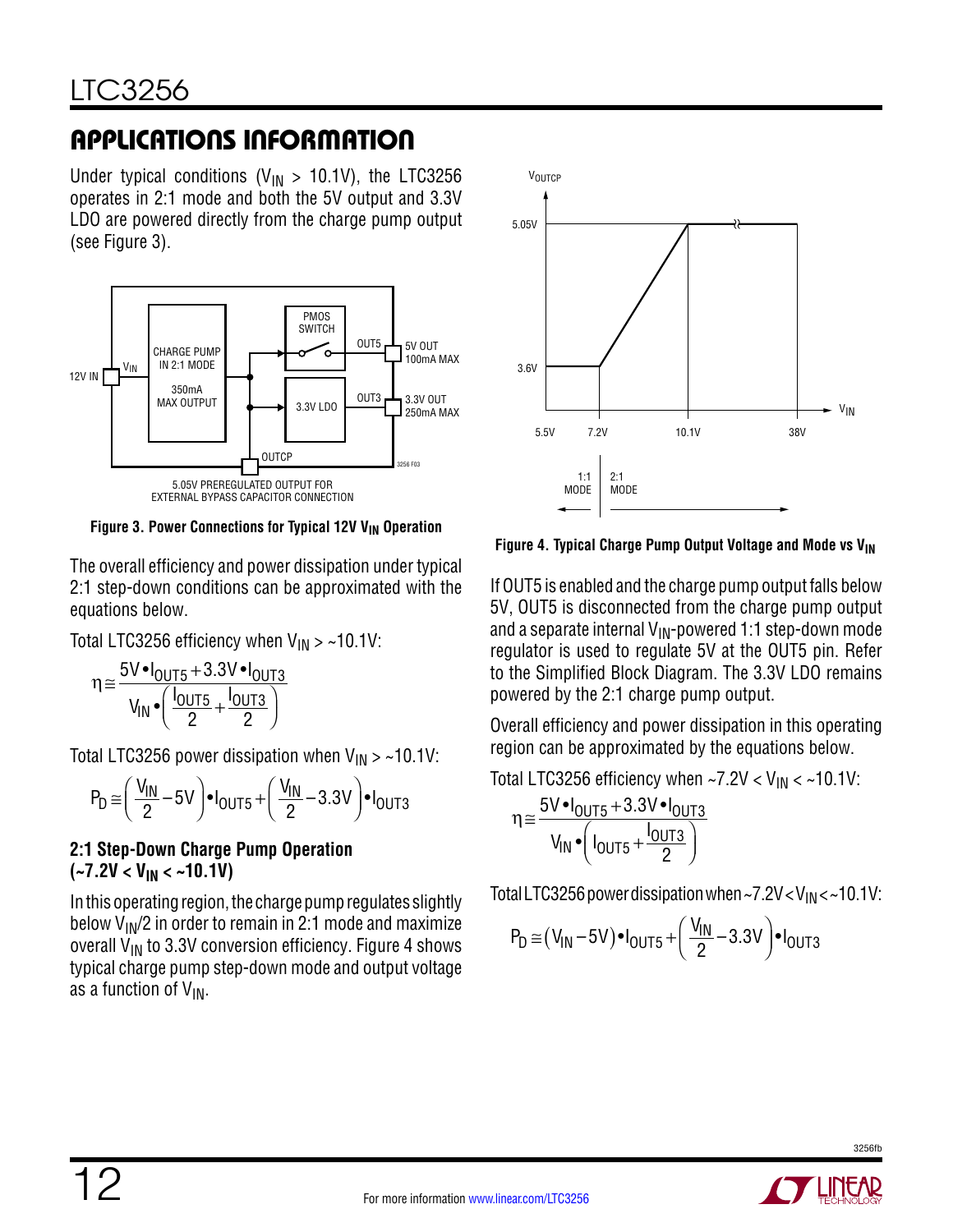## APPLICATIONS INFORMATION

Under typical conditions ($V_{IN}$ > 10.1V), the LTC3256 operates in 2:1 mode and both the 5V output and 3.3V LDO are powered directly from the charge pump output (see Figure 3).

**Figure 3. Power Connections for Typical 12V $V_{IN}$ Operation**

The overall efficiency and power dissipation under typical 2:1 step-down conditions can be approximated with the equations below.

Total LTC3256 efficiency when $V_{IN}$ > ~10.1V:

$$\eta \cong \frac{5V \bullet I_{OUT5} + 3.3V \bullet I_{OUT3}}{V_{IN} \bullet \left( \frac{I_{OUT5}}{2} + \frac{I_{OUT3}}{2} \right)}$$

Total LTC3256 power dissipation when $V_{IN}$ > ~10.1V:

$$P_D \cong \left( \frac{V_{IN}}{2} - 5V \right) \bullet I_{OUT5} + \left( \frac{V_{IN}}{2} - 3.3V \right) \bullet I_{OUT3}$$

### 2:1 Step-Down Charge Pump Operation (~7.2V < $V_{IN}$ < ~10.1V)

In this operating region, the charge pump regulates slightly below $V_{IN}/2$ in order to remain in 2:1 mode and maximize overall $V_{IN}$ to 3.3V conversion efficiency. Figure 4 shows typical charge pump step-down mode and output voltage as a function of $V_{IN}$.

**Figure 4. Typical Charge Pump Output Voltage and Mode vs $V_{IN}$**

If OUT5 is enabled and the charge pump output falls below 5V, OUT5 is disconnected from the charge pump output and a separate internal $V_{IN}$-powered 1:1 step-down mode regulator is used to regulate 5V at the OUT5 pin. Refer to the Simplified Block Diagram. The 3.3V LDO remains powered by the 2:1 charge pump output.

Overall efficiency and power dissipation in this operating region can be approximated by the equations below.

Total LTC3256 efficiency when ~7.2V < $V_{IN}$ < ~10.1V:

$$\eta \cong \frac{5V \bullet I_{OUT5} + 3.3V \bullet I_{OUT3}}{V_{IN} \bullet \left( I_{OUT5} + \frac{I_{OUT3}}{2} \right)}$$

Total LTC3256 power dissipation when ~7.2V < $V_{IN}$ < ~10.1V:

$$P_D \cong (V_{IN} - 5V) \bullet I_{OUT5} + \left( \frac{V_{IN}}{2} - 3.3V \right) \bullet I_{OUT3}$$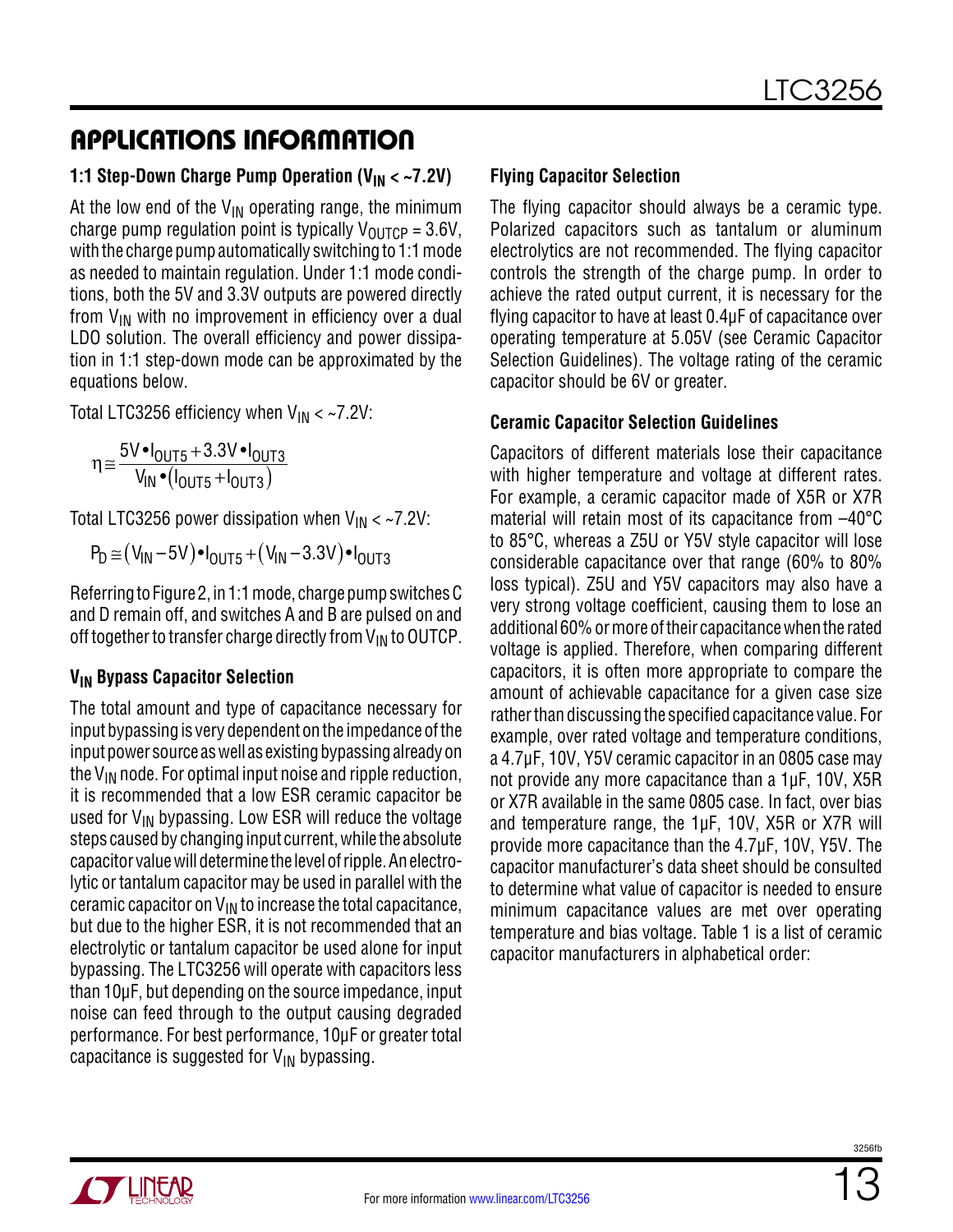## APPLICATIONS INFORMATION

### 1:1 Step-Down Charge Pump Operation ($V_{IN}$ < ~7.2V)

At the low end of the $V_{IN}$ operating range, the minimum charge pump regulation point is typically $V_{OUTCP}$ = 3.6V, with the charge pump automatically switching to 1:1 mode as needed to maintain regulation. Under 1:1 mode conditions, both the 5V and 3.3V outputs are powered directly from $V_{IN}$ with no improvement in efficiency over a dual LDO solution. The overall efficiency and power dissipation in 1:1 step-down mode can be approximated by the equations below.

Total LTC3256 efficiency when $V_{IN}$ < ~7.2V:

$$\eta \cong \frac{5V \bullet I_{OUT5} + 3.3V \bullet I_{OUT3}}{V_{IN} \bullet (I_{OUT5} + I_{OUT3})}$$

Total LTC3256 power dissipation when $V_{IN}$ < ~7.2V:

$$P_D \cong (V_{IN} - 5V) \bullet I_{OUT5} + (V_{IN} - 3.3V) \bullet I_{OUT3}$$

Referring to Figure 2, in 1:1 mode, charge pump switches C and D remain off, and switches A and B are pulsed on and off together to transfer charge directly from $V_{IN}$ to OUTCP.

### $V_{IN}$ Bypass Capacitor Selection

The total amount and type of capacitance necessary for input bypassing is very dependent on the impedance of the input power source as well as existing bypassing already on the $V_{IN}$ node. For optimal input noise and ripple reduction, it is recommended that a low ESR ceramic capacitor be used for $V_{IN}$ bypassing. Low ESR will reduce the voltage steps caused by changing input current, while the absolute capacitor value will determine the level of ripple. An electrolytic or tantalum capacitor may be used in parallel with the ceramic capacitor on $V_{IN}$ to increase the total capacitance, but due to the higher ESR, it is not recommended that an electrolytic or tantalum capacitor be used alone for input bypassing. The LTC3256 will operate with capacitors less than 10μF, but depending on the source impedance, input noise can feed through to the output causing degraded performance. For best performance, 10μF or greater total capacitance is suggested for $V_{IN}$ bypassing.

### Flying Capacitor Selection

The flying capacitor should always be a ceramic type. Polarized capacitors such as tantalum or aluminum electrolytics are not recommended. The flying capacitor controls the strength of the charge pump. In order to achieve the rated output current, it is necessary for the flying capacitor to have at least 0.4μF of capacitance over operating temperature at 5.05V (see Ceramic Capacitor Selection Guidelines). The voltage rating of the ceramic capacitor should be 6V or greater.

### Ceramic Capacitor Selection Guidelines

Capacitors of different materials lose their capacitance with higher temperature and voltage at different rates. For example, a ceramic capacitor made of X5R or X7R material will retain most of its capacitance from –40°C to 85°C, whereas a Z5U or Y5V style capacitor will lose considerable capacitance over that range (60% to 80% loss typical). Z5U and Y5V capacitors may also have a very strong voltage coefficient, causing them to lose an additional 60% or more of their capacitance when the rated voltage is applied. Therefore, when comparing different capacitors, it is often more appropriate to compare the amount of achievable capacitance for a given case size rather than discussing the specified capacitance value. For example, over rated voltage and temperature conditions, a 4.7μF, 10V, Y5V ceramic capacitor in an 0805 case may not provide any more capacitance than a 1μF, 10V, X5R or X7R available in the same 0805 case. In fact, over bias and temperature range, the 1μF, 10V, X5R or X7R will provide more capacitance than the 4.7μF, 10V, Y5V. The capacitor manufacturer's data sheet should be consulted to determine what value of capacitor is needed to ensure minimum capacitance values are met over operating temperature and bias voltage. Table 1 is a list of ceramic capacitor manufacturers in alphabetical order: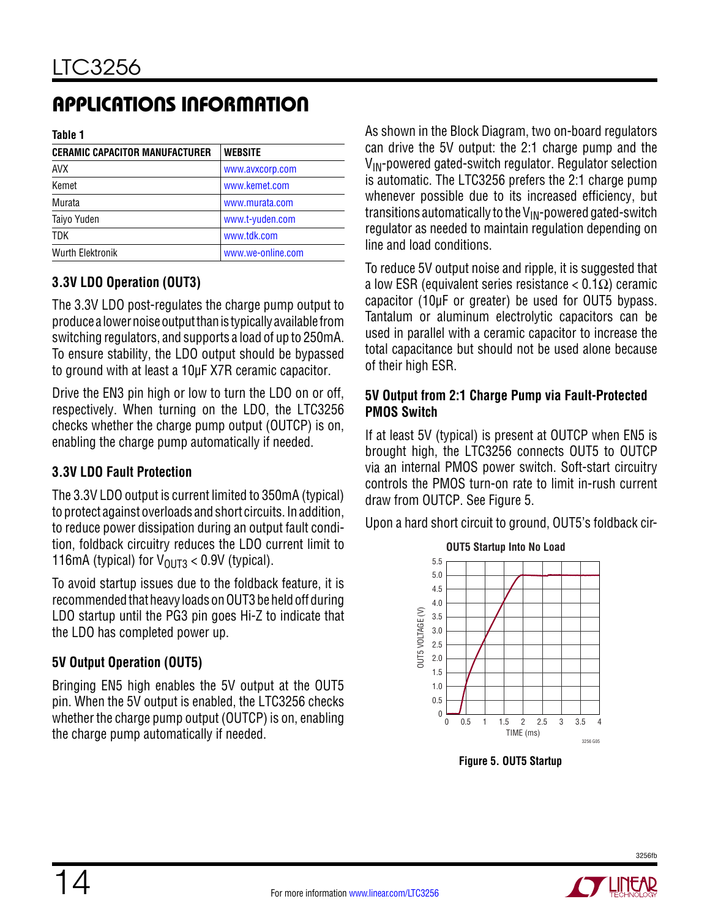## APPLICATIONS INFORMATION

**Table 1**

| CERAMIC CAPACITOR MANUFACTURER | WEBSITE |
|---|---|
| AVX | www.avxcorp.com |
| Kemet | www.kemet.com |
| Murata | www.murata.com |
| Taiyo Yuden | www.t-yuden.com |
| TDK | www.tdk.com |
| Wurth Elektronik | www.we-online.com |

### 3.3V LDO Operation (OUT3)

The 3.3V LDO post-regulates the charge pump output to produce a lower noise output than is typically available from switching regulators, and supports a load of up to 250mA. To ensure stability, the LDO output should be bypassed to ground with at least a 10µF X7R ceramic capacitor.

Drive the EN3 pin high or low to turn the LDO on or off, respectively. When turning on the LDO, the LTC3256 checks whether the charge pump output (OUTCP) is on, enabling the charge pump automatically if needed.

### 3.3V LDO Fault Protection

The 3.3V LDO output is current limited to 350mA (typical) to protect against overloads and short circuits. In addition, to reduce power dissipation during an output fault condition, foldback circuitry reduces the LDO current limit to 116mA (typical) for $V_{OUT3}$ < 0.9V (typical).

To avoid startup issues due to the foldback feature, it is recommended that heavy loads on OUT3 be held off during LDO startup until the PG3 pin goes Hi-Z to indicate that the LDO has completed power up.

### 5V Output Operation (OUT5)

Bringing EN5 high enables the 5V output at the OUT5 pin. When the 5V output is enabled, the LTC3256 checks whether the charge pump output (OUTCP) is on, enabling the charge pump automatically if needed.

As shown in the Block Diagram, two on-board regulators can drive the 5V output: the 2:1 charge pump and the $V_{IN}$-powered gated-switch regulator. Regulator selection is automatic. The LTC3256 prefers the 2:1 charge pump whenever possible due to its increased efficiency, but transitions automatically to the $V_{IN}$-powered gated-switch regulator as needed to maintain regulation depending on line and load conditions.

To reduce 5V output noise and ripple, it is suggested that a low ESR (equivalent series resistance < 0.1Ω) ceramic capacitor (10µF or greater) be used for OUT5 bypass. Tantalum or aluminum electrolytic capacitors can be used in parallel with a ceramic capacitor to increase the total capacitance but should not be used alone because of their high ESR.

### 5V Output from 2:1 Charge Pump via Fault-Protected PMOS Switch

If at least 5V (typical) is present at OUTCP when EN5 is brought high, the LTC3256 connects OUT5 to OUTCP via an internal PMOS power switch. Soft-start circuitry controls the PMOS turn-on rate to limit in-rush current draw from OUTCP. See Figure 5.

Upon a hard short circuit to ground, OUT5's foldback cir-

**Figure 5. OUT5 Startup**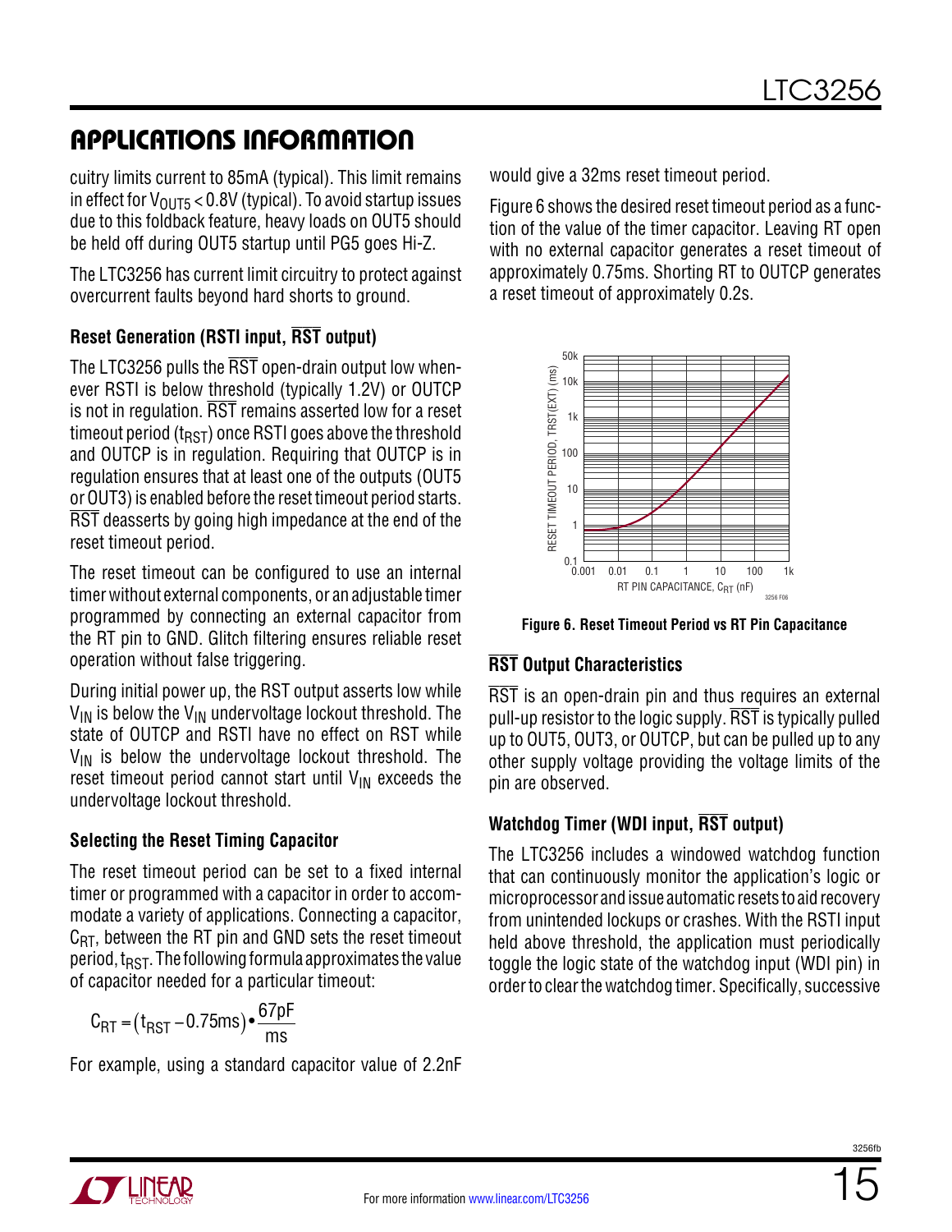## APPLICATIONS INFORMATION

cuitry limits current to 85mA (typical). This limit remains in effect for $V_{OUT5} < 0.8V$ (typical). To avoid startup issues due to this foldback feature, heavy loads on OUT5 should be held off during OUT5 startup until PG5 goes Hi-Z.

The LTC3256 has current limit circuitry to protect against overcurrent faults beyond hard shorts to ground.

### Reset Generation (RSTI input, $\overline{RST}$ output)

The LTC3256 pulls the $\overline{RST}$ open-drain output low whenever RSTI is below threshold (typically 1.2V) or OUTCP is not in regulation. $\overline{RST}$ remains asserted low for a reset timeout period ($t_{RST}$) once RSTI goes above the threshold and OUTCP is in regulation. Requiring that OUTCP is in regulation ensures that at least one of the outputs (OUT5 or OUT3) is enabled before the reset timeout period starts. $\overline{RST}$ deasserts by going high impedance at the end of the reset timeout period.

The reset timeout can be configured to use an internal timer without external components, or an adjustable timer programmed by connecting an external capacitor from the RT pin to GND. Glitch filtering ensures reliable reset operation without false triggering.

During initial power up, the RST output asserts low while $V_{IN}$ is below the $V_{IN}$ undervoltage lockout threshold. The state of OUTCP and RSTI have no effect on RST while $V_{IN}$ is below the undervoltage lockout threshold. The reset timeout period cannot start until $V_{IN}$ exceeds the undervoltage lockout threshold.

### Selecting the Reset Timing Capacitor

The reset timeout period can be set to a fixed internal timer or programmed with a capacitor in order to accommodate a variety of applications. Connecting a capacitor, $C_{RT}$, between the RT pin and GND sets the reset timeout period, $t_{RST}$. The following formula approximates the value of capacitor needed for a particular timeout:

$$C_{RT} = (t_{RST} - 0.75\text{ms}) \bullet \frac{67\text{pF}}{\text{ms}}$$

For example, using a standard capacitor value of 2.2nF would give a 32ms reset timeout period.

Figure 6 shows the desired reset timeout period as a function of the value of the timer capacitor. Leaving RT open with no external capacitor generates a reset timeout of approximately 0.75ms. Shorting RT to OUTCP generates a reset timeout of approximately 0.2s.

Figure 6. Reset Timeout Period vs RT Pin Capacitance

### $\overline{RST}$ Output Characteristics

$\overline{RST}$ is an open-drain pin and thus requires an external pull-up resistor to the logic supply. $\overline{RST}$ is typically pulled up to OUT5, OUT3, or OUTCP, but can be pulled up to any other supply voltage providing the voltage limits of the pin are observed.

### Watchdog Timer (WDI input, $\overline{RST}$ output)

The LTC3256 includes a windowed watchdog function that can continuously monitor the application's logic or microprocessor and issue automatic resets to aid recovery from unintended lockups or crashes. With the RSTI input held above threshold, the application must periodically toggle the logic state of the watchdog input (WDI pin) in order to clear the watchdog timer. Specifically, successive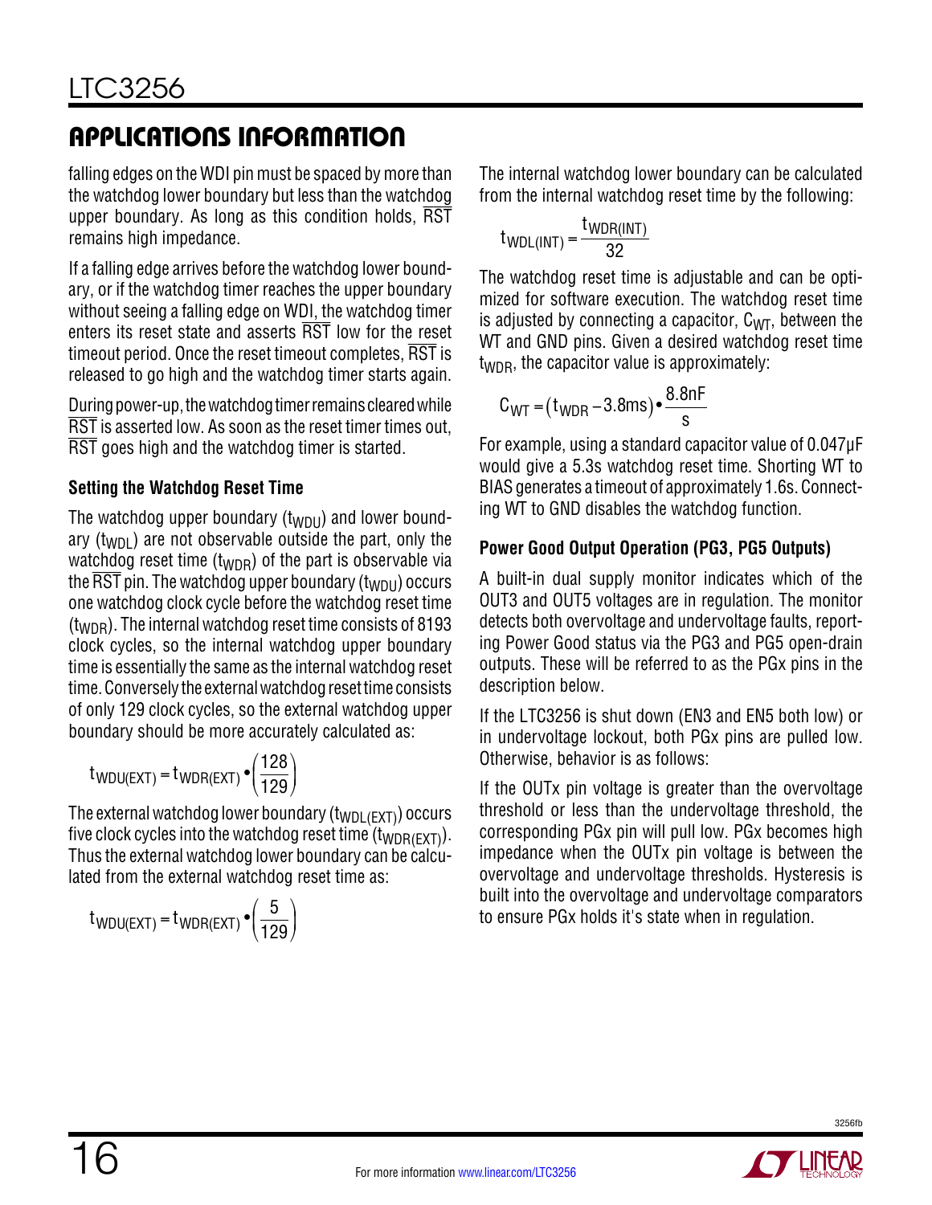## APPLICATIONS INFORMATION

falling edges on the WDI pin must be spaced by more than the watchdog lower boundary but less than the watchdog upper boundary. As long as this condition holds, $\overline{RST}$ remains high impedance.

If a falling edge arrives before the watchdog lower boundary, or if the watchdog timer reaches the upper boundary without seeing a falling edge on WDI, the watchdog timer enters its reset state and asserts $\overline{RST}$ low for the reset timeout period. Once the reset timeout completes, $\overline{RST}$ is released to go high and the watchdog timer starts again.

During power-up, the watchdog timer remains cleared while $\overline{RST}$ is asserted low. As soon as the reset timer times out, $\overline{RST}$ goes high and the watchdog timer is started.

### Setting the Watchdog Reset Time

The watchdog upper boundary ($t_{WDU}$) and lower boundary ($t_{WDL}$) are not observable outside the part, only the watchdog reset time ($t_{WDR}$) of the part is observable via the $\overline{RST}$ pin. The watchdog upper boundary ($t_{WDU}$) occurs one watchdog clock cycle before the watchdog reset time ($t_{WDR}$). The internal watchdog reset time consists of 8193 clock cycles, so the internal watchdog upper boundary time is essentially the same as the internal watchdog reset time. Conversely the external watchdog reset time consists of only 129 clock cycles, so the external watchdog upper boundary should be more accurately calculated as:

$$t_{WDU(EXT)} = t_{WDR(EXT)} \bullet \left(\frac{128}{129}\right)$$

The external watchdog lower boundary ($t_{WDL(EXT)}$) occurs five clock cycles into the watchdog reset time ($t_{WDR(EXT)}$). Thus the external watchdog lower boundary can be calculated from the external watchdog reset time as:

$$t_{WDU(EXT)} = t_{WDR(EXT)} \bullet \left(\frac{5}{129}\right)$$

The internal watchdog lower boundary can be calculated from the internal watchdog reset time by the following:

$$t_{WDL(INT)} = \frac{t_{WDR(INT)}}{32}$$

The watchdog reset time is adjustable and can be optimized for software execution. The watchdog reset time is adjusted by connecting a capacitor, $C_{WT}$, between the WT and GND pins. Given a desired watchdog reset time $t_{WDR}$, the capacitor value is approximately:

$$C_{WT} = (t_{WDR} - 3.8\text{ms}) \bullet \frac{8.8\text{nF}}{\text{s}}$$

For example, using a standard capacitor value of 0.047µF would give a 5.3s watchdog reset time. Shorting WT to BIAS generates a timeout of approximately 1.6s. Connecting WT to GND disables the watchdog function.

### Power Good Output Operation (PG3, PG5 Outputs)

A built-in dual supply monitor indicates which of the OUT3 and OUT5 voltages are in regulation. The monitor detects both overvoltage and undervoltage faults, reporting Power Good status via the PG3 and PG5 open-drain outputs. These will be referred to as the PGx pins in the description below.

If the LTC3256 is shut down (EN3 and EN5 both low) or in undervoltage lockout, both PGx pins are pulled low. Otherwise, behavior is as follows:

If the OUTx pin voltage is greater than the overvoltage threshold or less than the undervoltage threshold, the corresponding PGx pin will pull low. PGx becomes high impedance when the OUTx pin voltage is between the overvoltage and undervoltage thresholds. Hysteresis is built into the overvoltage and undervoltage comparators to ensure PGx holds it's state when in regulation.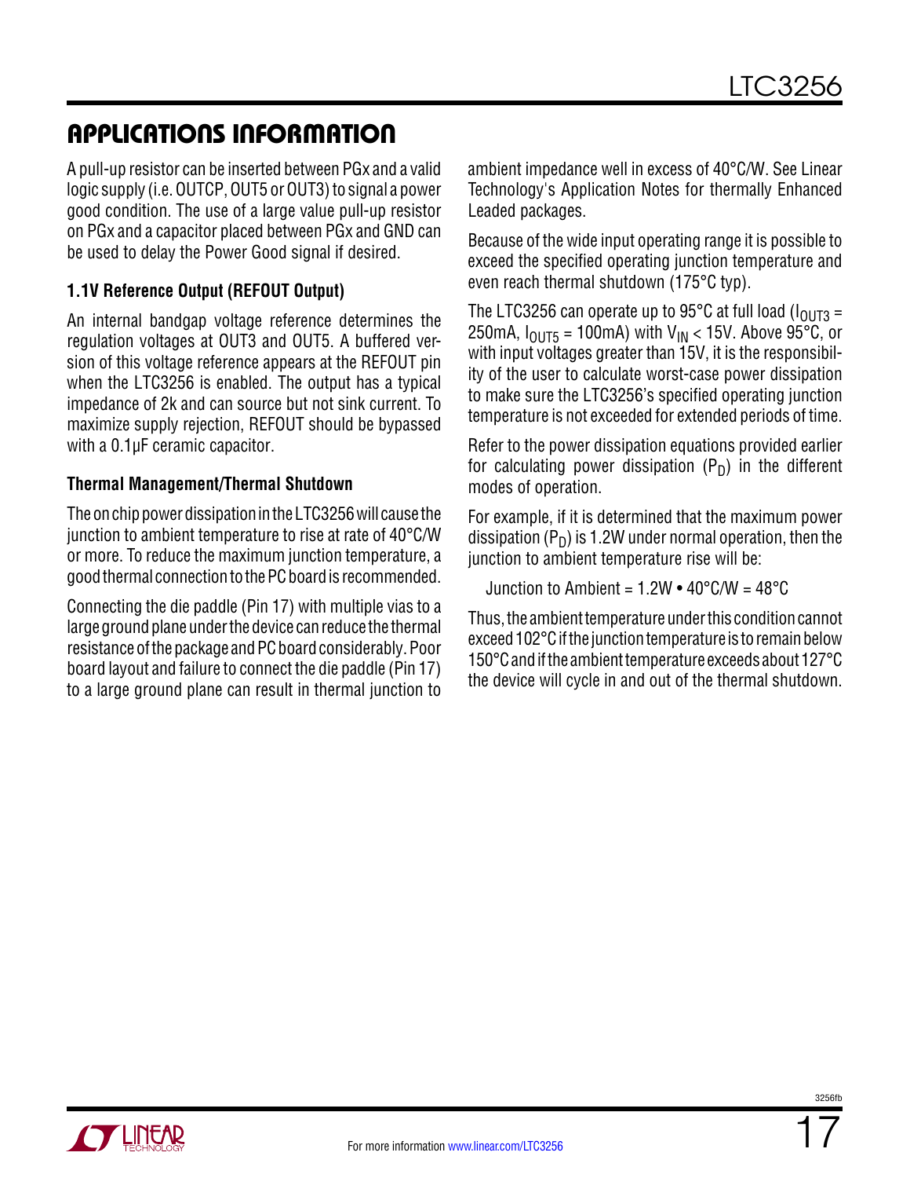## APPLICATIONS INFORMATION

A pull-up resistor can be inserted between PGx and a valid logic supply (i.e. OUTCP, OUT5 or OUT3) to signal a power good condition. The use of a large value pull-up resistor on PGx and a capacitor placed between PGx and GND can be used to delay the Power Good signal if desired.

### 1.1V Reference Output (REFOUT Output)

An internal bandgap voltage reference determines the regulation voltages at OUT3 and OUT5. A buffered version of this voltage reference appears at the REFOUT pin when the LTC3256 is enabled. The output has a typical impedance of 2k and can source but not sink current. To maximize supply rejection, REFOUT should be bypassed with a 0.1µF ceramic capacitor.

### Thermal Management/Thermal Shutdown

The on chip power dissipation in the LTC3256 will cause the junction to ambient temperature to rise at rate of 40°C/W or more. To reduce the maximum junction temperature, a good thermal connection to the PC board is recommended.

Connecting the die paddle (Pin 17) with multiple vias to a large ground plane under the device can reduce the thermal resistance of the package and PC board considerably. Poor board layout and failure to connect the die paddle (Pin 17) to a large ground plane can result in thermal junction to ambient impedance well in excess of 40°C/W. See Linear Technology's Application Notes for thermally Enhanced Leaded packages.

Because of the wide input operating range it is possible to exceed the specified operating junction temperature and even reach thermal shutdown (175°C typ).

The LTC3256 can operate up to 95°C at full load ($I_{OUT3}$ = 250mA, $I_{OUT5}$ = 100mA) with $V_{IN}$ < 15V. Above 95°C, or with input voltages greater than 15V, it is the responsibility of the user to calculate worst-case power dissipation to make sure the LTC3256's specified operating junction temperature is not exceeded for extended periods of time.

Refer to the power dissipation equations provided earlier for calculating power dissipation ($P_D$) in the different modes of operation.

For example, if it is determined that the maximum power dissipation ($P_D$) is 1.2W under normal operation, then the junction to ambient temperature rise will be:

Junction to Ambient = 1.2W • 40°C/W = 48°C

Thus, the ambient temperature under this condition cannot exceed 102°C if the junction temperature is to remain below 150°C and if the ambient temperature exceeds about 127°C the device will cycle in and out of the thermal shutdown.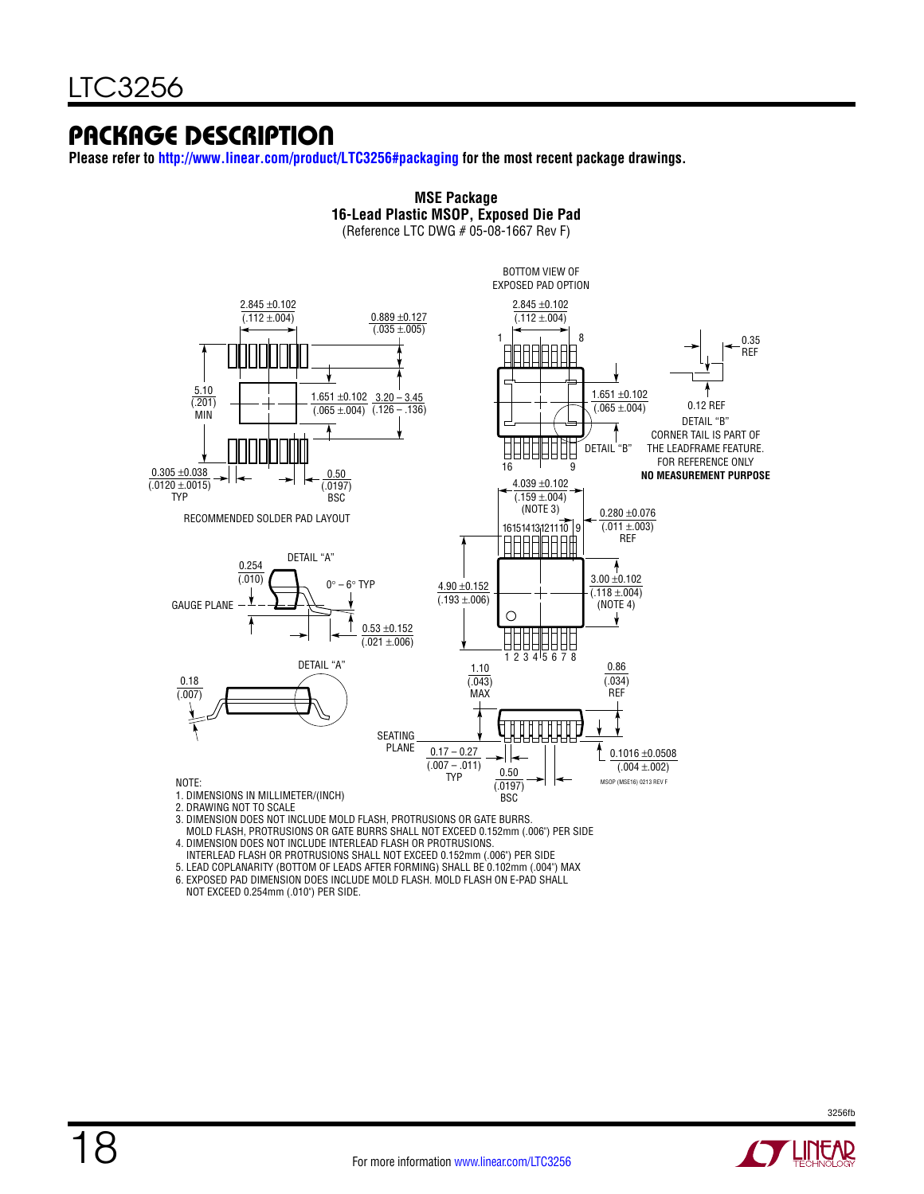## PACKAGE DESCRIPTION

**Please refer to http://www.linear.com/product/LTC3256#packaging for the most recent package drawings.**

**MSE Package**
**16-Lead Plastic MSOP, Exposed Die Pad**
(Reference LTC DWG # 05-08-1667 Rev F)

BOTTOM VIEW OF EXPOSED PAD OPTION

2.845 ±0.102 (.112 ±.004)

0.889 ±0.127 (.035 ±.005)

5.10 (.201) MIN

1.651 ±0.102 (.065 ±.004)

3.20 – 3.45 (.126 – .136)

0.305 ±0.038 (.0120 ±.0015) TYP

0.50 (.0197) BSC

RECOMMENDED SOLDER PAD LAYOUT

0.35 REF

0.12 REF

DETAIL "B"

CORNER TAIL IS PART OF THE LEADFRAME FEATURE. FOR REFERENCE ONLY

**NO MEASUREMENT PURPOSE**

4.039 ±0.102 (.159 ±.004) (NOTE 3)

0.280 ±0.076 (.011 ±.003) REF

DETAIL "A"

0.254 (.010)

0° – 6° TYP

GAUGE PLANE

0.53 ±0.152 (.021 ±.006)

4.90 ±0.152 (.193 ±.006)

3.00 ±0.102 (.118 ±.004) (NOTE 4)

0.18 (.007)

1.10 (.043) MAX

0.86 (.034) REF

SEATING PLANE

0.17 – 0.27 (.007 – .011) TYP

0.50 (.0197) BSC

0.1016 ±0.0508 (.004 ±.002)

MSOP (MSE16) 0213 REV F

NOTE:
1. DIMENSIONS IN MILLIMETER/(INCH)
2. DRAWING NOT TO SCALE
3. DIMENSION DOES NOT INCLUDE MOLD FLASH, PROTRUSIONS OR GATE BURRS. MOLD FLASH, PROTRUSIONS OR GATE BURRS SHALL NOT EXCEED 0.152mm (.006") PER SIDE
4. DIMENSION DOES NOT INCLUDE INTERLEAD FLASH OR PROTRUSIONS. INTERLEAD FLASH OR PROTRUSIONS SHALL NOT EXCEED 0.152mm (.006") PER SIDE
5. LEAD COPLANARITY (BOTTOM OF LEADS AFTER FORMING) SHALL BE 0.102mm (.004") MAX
6. EXPOSED PAD DIMENSION DOES INCLUDE MOLD FLASH. MOLD FLASH ON E-PAD SHALL NOT EXCEED 0.254mm (.010") PER SIDE.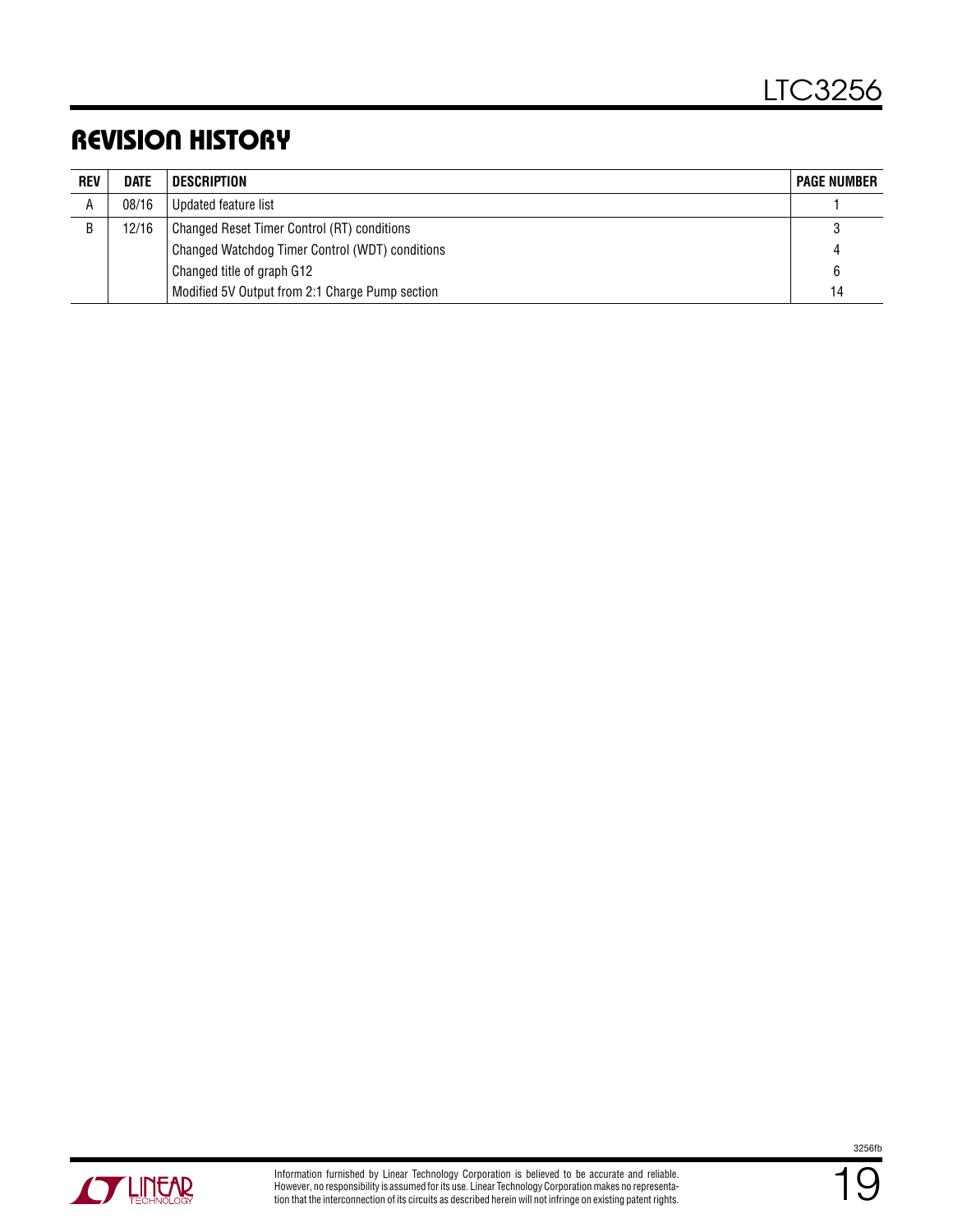# REVISION HISTORY

| REV | DATE | DESCRIPTION | PAGE NUMBER |
|---|---|---|---|
| A | 08/16 | Updated feature list | 1 |
| B | 12/16 | Changed Reset Timer Control (RT) conditions | 3 |
| | | Changed Watchdog Timer Control (WDT) conditions | 4 |
| | | Changed title of graph G12 | 6 |
| | | Modified 5V Output from 2:1 Charge Pump section | 14 |

Information furnished by Linear Technology Corporation is believed to be accurate and reliable. However, no responsibility is assumed for its use. Linear Technology Corporation makes no representation that the interconnection of its circuits as described herein will not infringe on existing patent rights.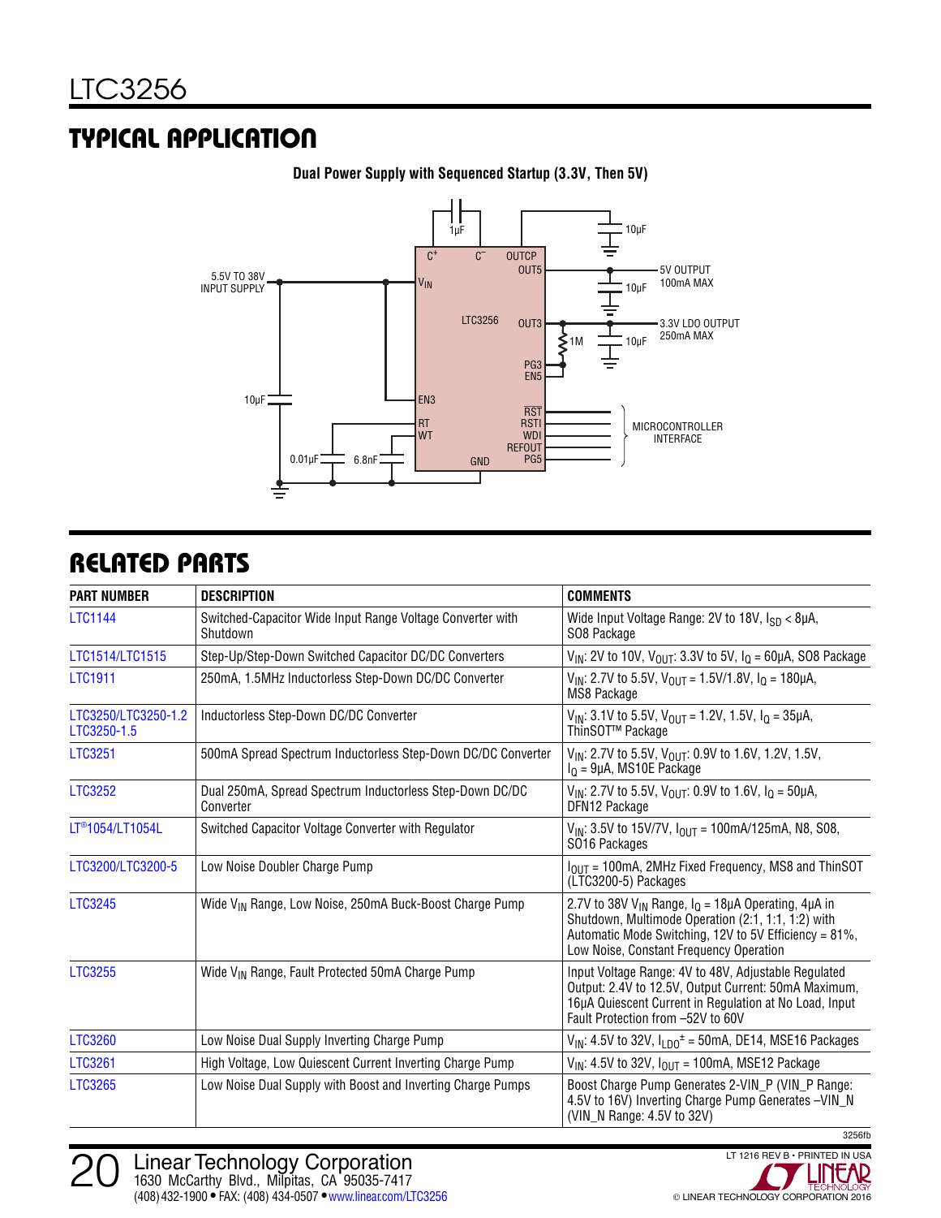## TYPICAL APPLICATION

**Dual Power Supply with Sequenced Startup (3.3V, Then 5V)**

5.5V TO 38V INPUT SUPPLY
$V_{IN}$
EN3
RT
WT
GND
$C^+$
$C^-$
1µF
OUTCP
OUT5
OUT3
PG3
EN5
LTC3256
10µF
10µF
5V OUTPUT 100mA MAX
1M
10µF
3.3V LDO OUTPUT 250mA MAX
10µF
0.01µF
6.8nF
RST
RSTI
WDI
REFOUT
PG5
MICROCONTROLLER INTERFACE

## RELATED PARTS

| PART NUMBER | DESCRIPTION | COMMENTS |
|---|---|---|
| LTC1144 | Switched-Capacitor Wide Input Range Voltage Converter with Shutdown | Wide Input Voltage Range: 2V to 18V, $I_{SD}$ < 8µA, SO8 Package |
| LTC1514/LTC1515 | Step-Up/Step-Down Switched Capacitor DC/DC Converters | $V_{IN}$: 2V to 10V, $V_{OUT}$: 3.3V to 5V, $I_Q$ = 60µA, SO8 Package |
| LTC1911 | 250mA, 1.5MHz Inductorless Step-Down DC/DC Converter | $V_{IN}$: 2.7V to 5.5V, $V_{OUT}$ = 1.5V/1.8V, $I_Q$ = 180µA, MS8 Package |
| LTC3250/LTC3250-1.2 LTC3250-1.5 | Inductorless Step-Down DC/DC Converter | $V_{IN}$: 3.1V to 5.5V, $V_{OUT}$ = 1.2V, 1.5V, $I_Q$ = 35µA, ThinSOT™ Package |
| LTC3251 | 500mA Spread Spectrum Inductorless Step-Down DC/DC Converter | $V_{IN}$: 2.7V to 5.5V, $V_{OUT}$: 0.9V to 1.6V, 1.2V, 1.5V, $I_Q$ = 9µA, MS10E Package |
| LTC3252 | Dual 250mA, Spread Spectrum Inductorless Step-Down DC/DC Converter | $V_{IN}$: 2.7V to 5.5V, $V_{OUT}$: 0.9V to 1.6V, $I_Q$ = 50µA, DFN12 Package |
| LT®1054/LT1054L | Switched Capacitor Voltage Converter with Regulator | $V_{IN}$: 3.5V to 15V/7V, $I_{OUT}$ = 100mA/125mA, N8, SO8, SO16 Packages |
| LTC3200/LTC3200-5 | Low Noise Doubler Charge Pump | $I_{OUT}$ = 100mA, 2MHz Fixed Frequency, MS8 and ThinSOT (LTC3200-5) Packages |
| LTC3245 | Wide $V_{IN}$ Range, Low Noise, 250mA Buck-Boost Charge Pump | 2.7V to 38V $V_{IN}$ Range, $I_Q$ = 18µA Operating, 4µA in Shutdown, Multimode Operation (2:1, 1:1, 1:2) with Automatic Mode Switching, 12V to 5V Efficiency = 81%, Low Noise, Constant Frequency Operation |
| LTC3255 | Wide $V_{IN}$ Range, Fault Protected 50mA Charge Pump | Input Voltage Range: 4V to 48V, Adjustable Regulated Output: 2.4V to 12.5V, Output Current: 50mA Maximum, 16µA Quiescent Current in Regulation at No Load, Input Fault Protection from –52V to 60V |
| LTC3260 | Low Noise Dual Supply Inverting Charge Pump | $V_{IN}$: 4.5V to 32V, $I_{LDO}^{\pm}$ = 50mA, DE14, MSE16 Packages |
| LTC3261 | High Voltage, Low Quiescent Current Inverting Charge Pump | $V_{IN}$: 4.5V to 32V, $I_{OUT}$ = 100mA, MSE12 Package |
| LTC3265 | Low Noise Dual Supply with Boost and Inverting Charge Pumps | Boost Charge Pump Generates 2-VIN_P (VIN_P Range: 4.5V to 16V) Inverting Charge Pump Generates –VIN_N (VIN_N Range: 4.5V to 32V) |

Linear Technology Corporation
1630 McCarthy Blvd., Milpitas, CA 95035-7417
(408) 432-1900 • FAX: (408) 434-0507 • www.linear.com/LTC3256

LT 1216 REV B • PRINTED IN USA
© LINEAR TECHNOLOGY CORPORATION 2016